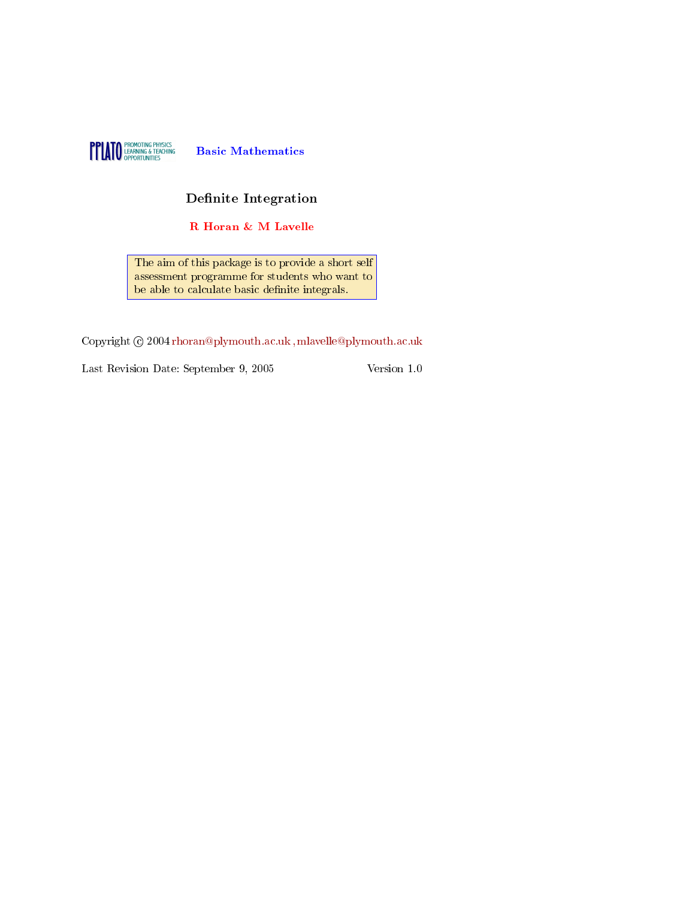PPLATO PROMOTING PHYSICS LEARNING & TEACHING OPPORTUNITIES

**Basic Mathematics**

# Definite Integration

**R Horan & M Lavelle**

The aim of this package is to provide a short self assessment programme for students who want to be able to calculate basic definite integrals.

Copyright © 2004 rhoran@plymouth.ac.uk , mlavelle@plymouth.ac.uk

Last Revision Date: September 9, 2005 Version 1.0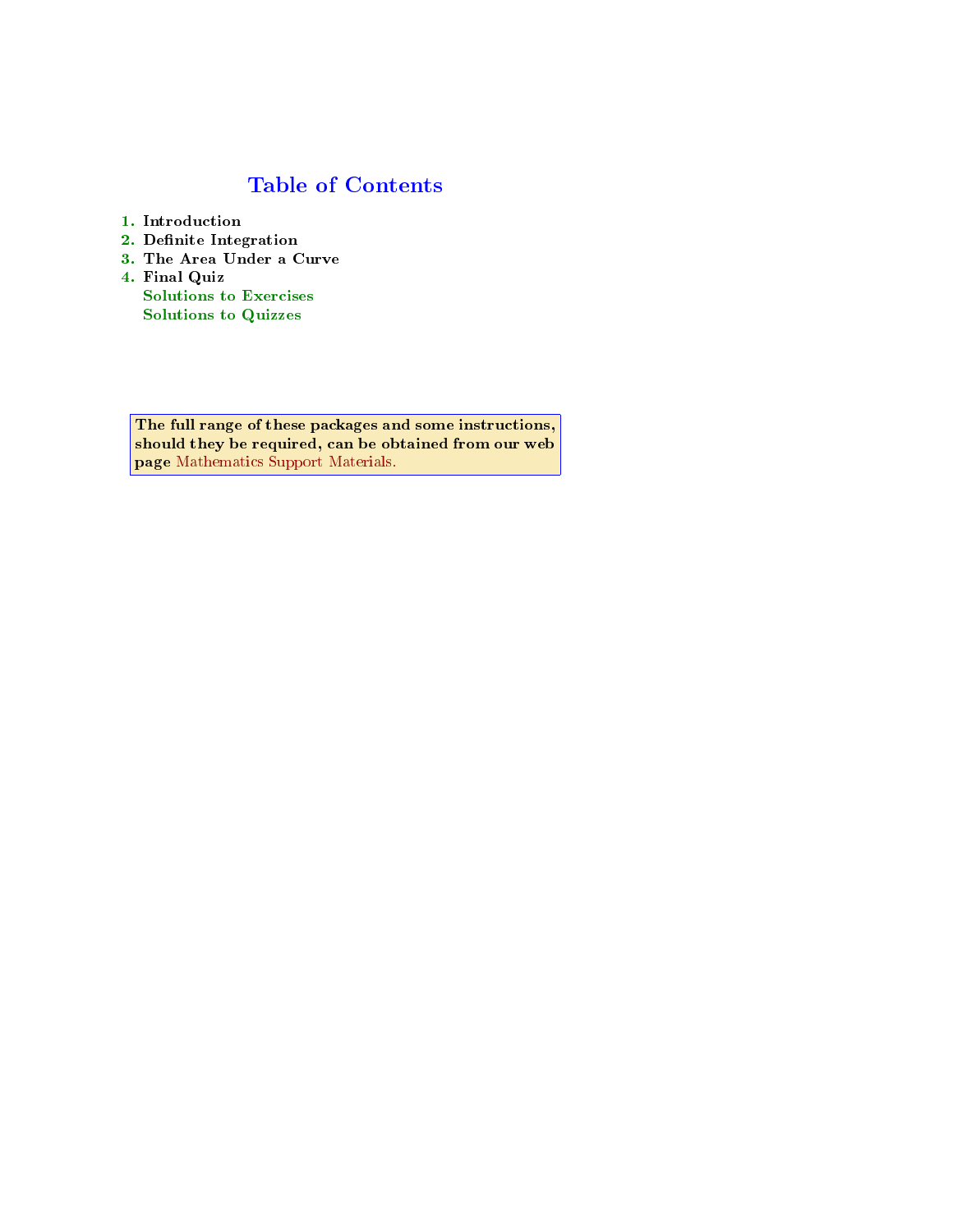# Table of Contents

1. Introduction
2. Definite Integration
3. The Area Under a Curve
4. Final Quiz

Solutions to Exercises

Solutions to Quizzes

**The full range of these packages and some instructions, should they be required, can be obtained from our web page** Mathematics Support Materials.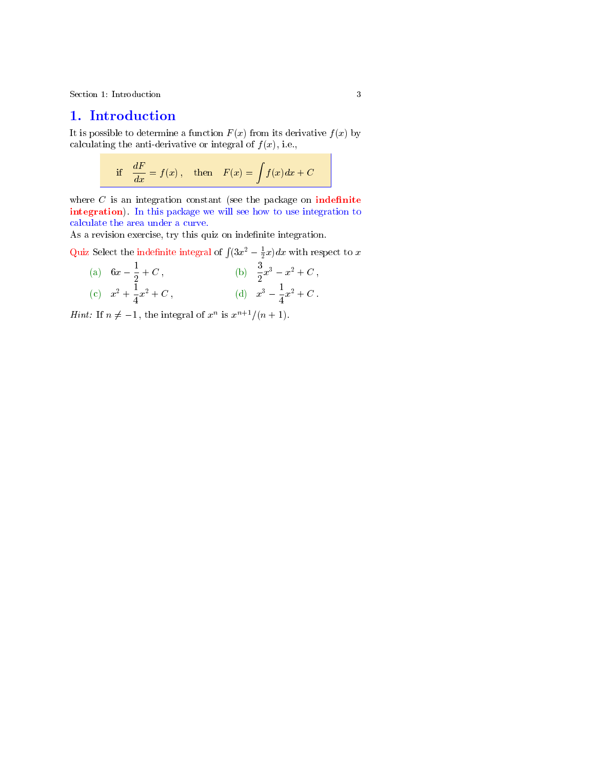# 1. Introduction

It is possible to determine a function $F(x)$ from its derivative $f(x)$ by calculating the anti-derivative or integral of $f(x)$, i.e.,

$$\text{if} \quad \frac{dF}{dx} = f(x)\,, \quad \text{then} \quad F(x) = \int f(x)\,dx + C$$

where $C$ is an integration constant (see the package on **indefinite integration**). In this package we will see how to use integration to calculate the area under a curve.

As a revision exercise, try this quiz on indefinite integration.

Quiz Select the indefinite integral of $\int (3x^2 - \frac{1}{2}x)\,dx$ with respect to $x$

(a) $6x - \dfrac{1}{2} + C\,,$

(b) $\dfrac{3}{2}x^3 - x^2 + C\,,$

(c) $x^2 + \dfrac{1}{4}x^2 + C\,,$

(d) $x^3 - \dfrac{1}{4}x^2 + C\,.$

*Hint:* If $n \neq -1$, the integral of $x^n$ is $x^{n+1}/(n+1)$.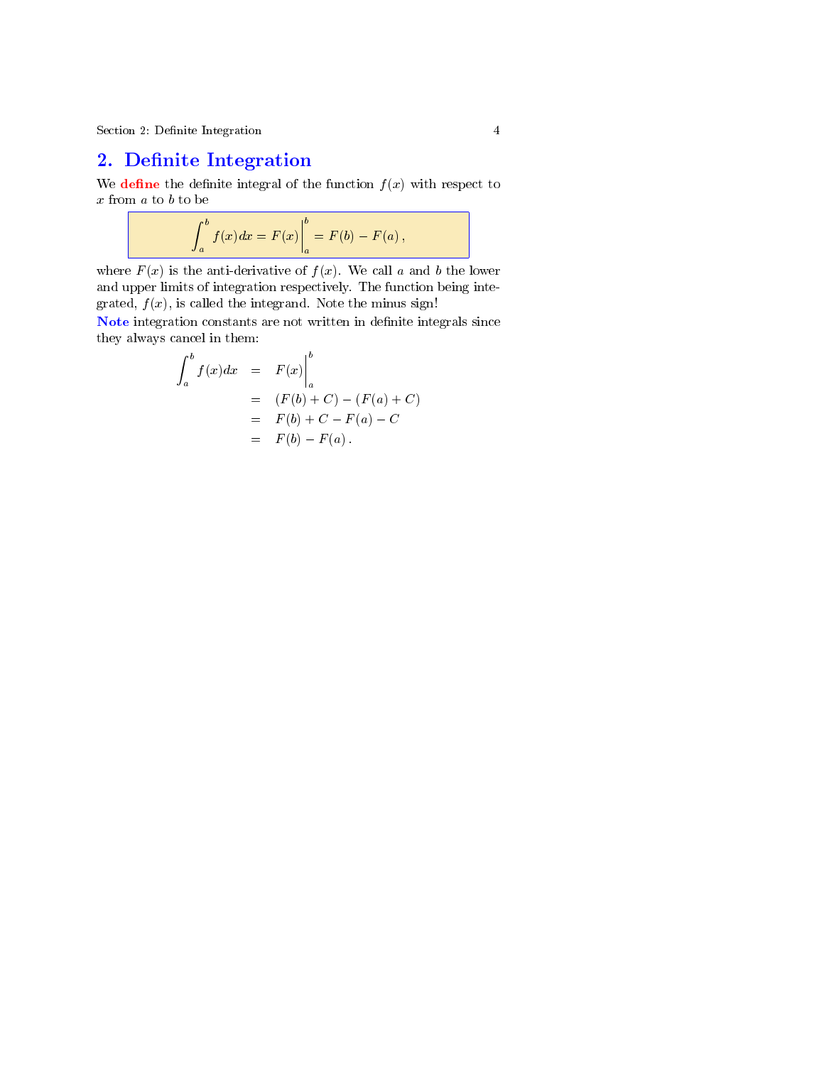## 2. Definite Integration

We **define** the definite integral of the function $f(x)$ with respect to $x$ from $a$ to $b$ to be

$$\int_a^b f(x)dx = F(x)\Big|_a^b = F(b) - F(a)\,,$$

where $F(x)$ is the anti-derivative of $f(x)$. We call $a$ and $b$ the lower and upper limits of integration respectively. The function being integrated, $f(x)$, is called the integrand. Note the minus sign!

**Note** integration constants are not written in definite integrals since they always cancel in them:

$$\begin{aligned}
\int_a^b f(x)dx &= F(x)\Big|_a^b \\
&= (F(b) + C) - (F(a) + C) \\
&= F(b) + C - F(a) - C \\
&= F(b) - F(a)\,.
\end{aligned}$$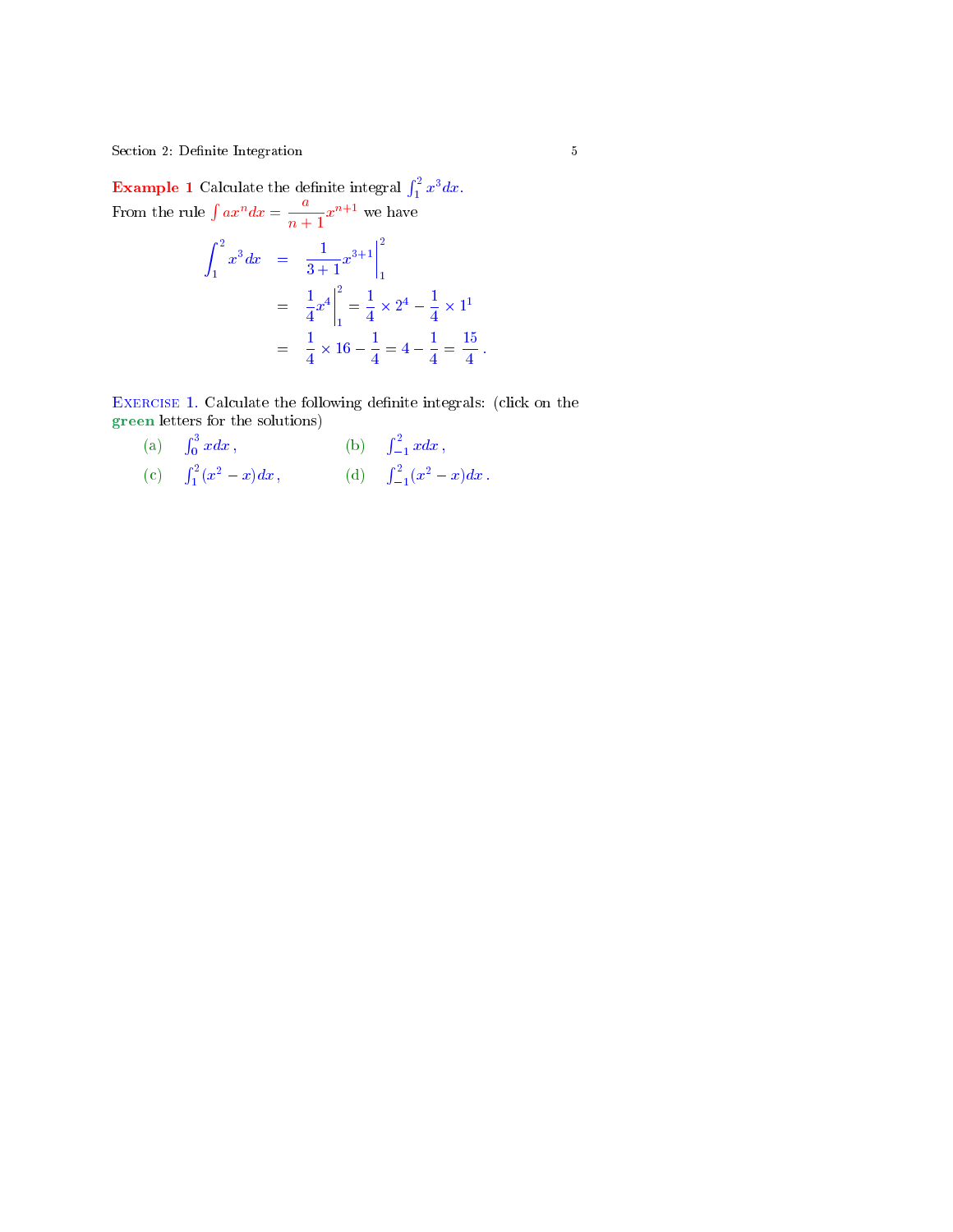**Example 1** Calculate the definite integral $\int_1^2 x^3 dx$.
From the rule $\int ax^n dx = \dfrac{a}{n+1}x^{n+1}$ we have

$$
\begin{aligned}
\int_1^2 x^3 \, dx &= \left. \frac{1}{3+1} x^{3+1} \right|_1^2 \\
&= \left. \frac{1}{4} x^4 \right|_1^2 = \frac{1}{4} \times 2^4 - \frac{1}{4} \times 1^1 \\
&= \frac{1}{4} \times 16 - \frac{1}{4} = 4 - \frac{1}{4} = \frac{15}{4} \,.
\end{aligned}
$$

**Exercise 1.** Calculate the following definite integrals: (click on the **green** letters for the solutions)

(a) $\int_0^3 x dx \,,$ (b) $\int_{-1}^2 x dx \,,$

(c) $\int_1^2 (x^2 - x) dx \,,$ (d) $\int_{-1}^2 (x^2 - x) dx \,.$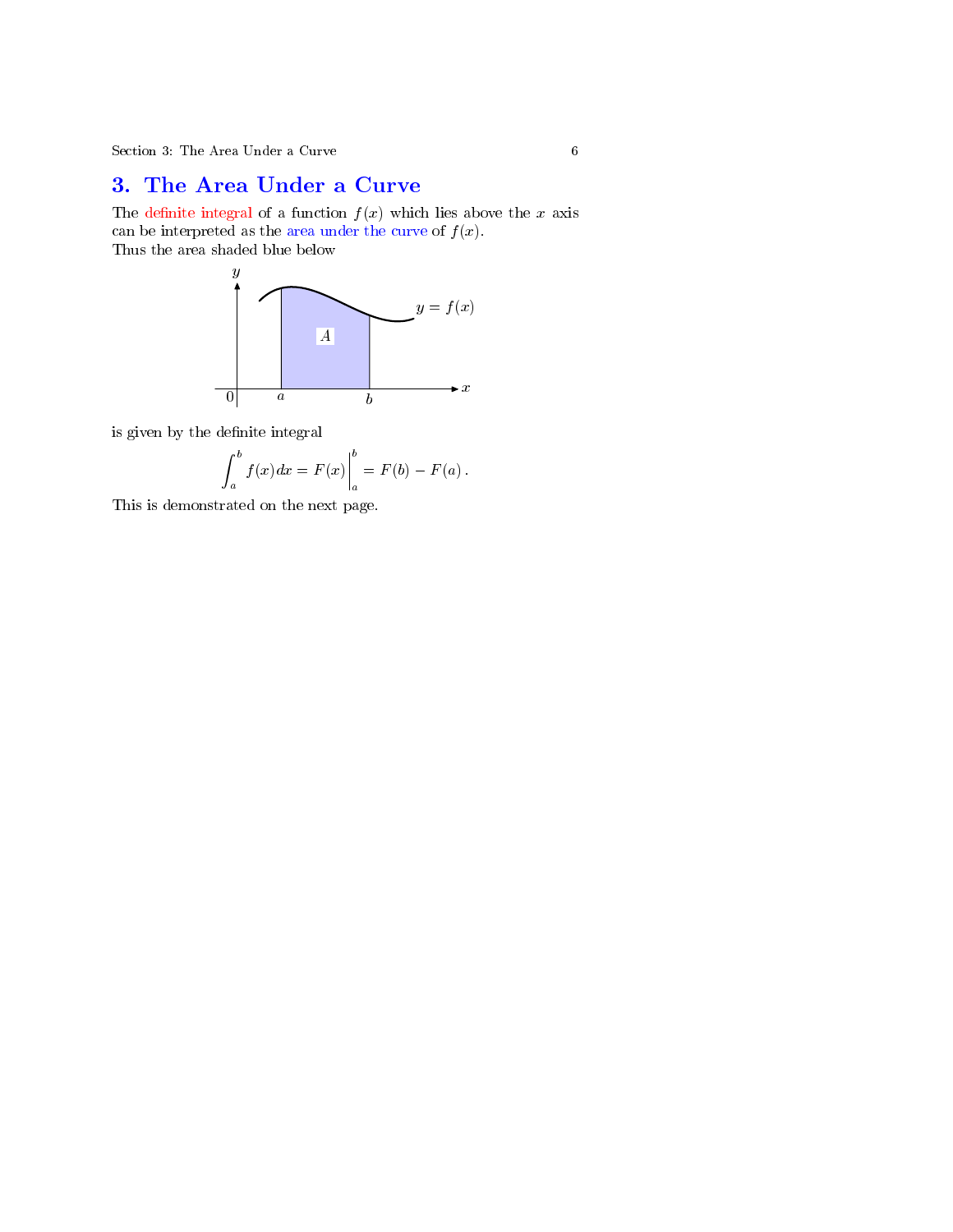# 3. The Area Under a Curve

The definite integral of a function $f(x)$ which lies above the $x$ axis can be interpreted as the area under the curve of $f(x)$.

Thus the area shaded blue below

is given by the definite integral

$$\int_a^b f(x)dx = F(x)\Big|_a^b = F(b) - F(a)\,.$$

This is demonstrated on the next page.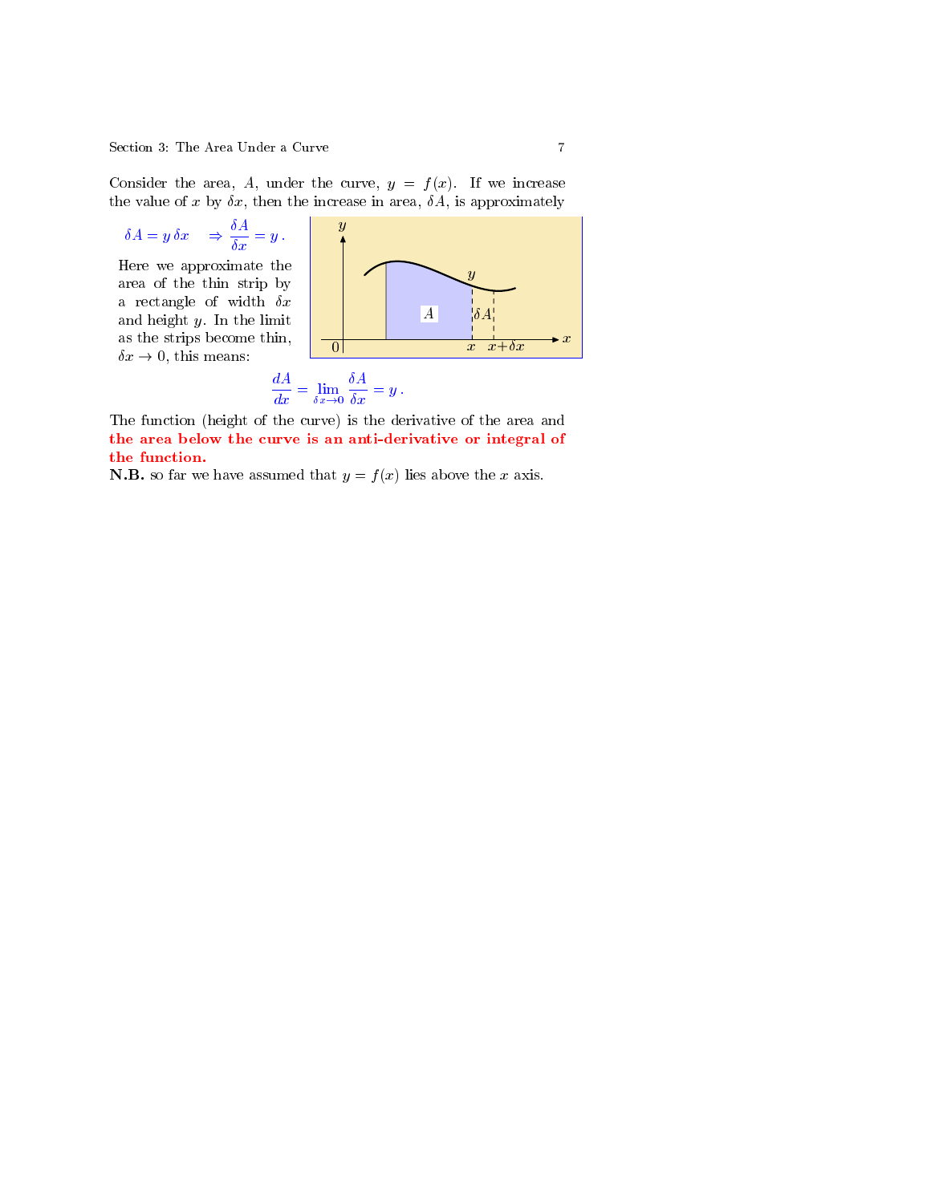Consider the area, $A$, under the curve, $y = f(x)$. If we increase the value of $x$ by $\delta x$, then the increase in area, $\delta A$, is approximately

$$\delta A = y\,\delta x \quad \Rightarrow \frac{\delta A}{\delta x} = y\,.$$

Here we approximate the area of the thin strip by a rectangle of width $\delta x$ and height $y$. In the limit as the strips become thin, $\delta x \to 0$, this means:

$$\frac{dA}{dx} = \lim_{\delta x \to 0} \frac{\delta A}{\delta x} = y\,.$$

The function (height of the curve) is the derivative of the area and **the area below the curve is an anti-derivative or integral of the function.**

**N.B.** so far we have assumed that $y = f(x)$ lies above the $x$ axis.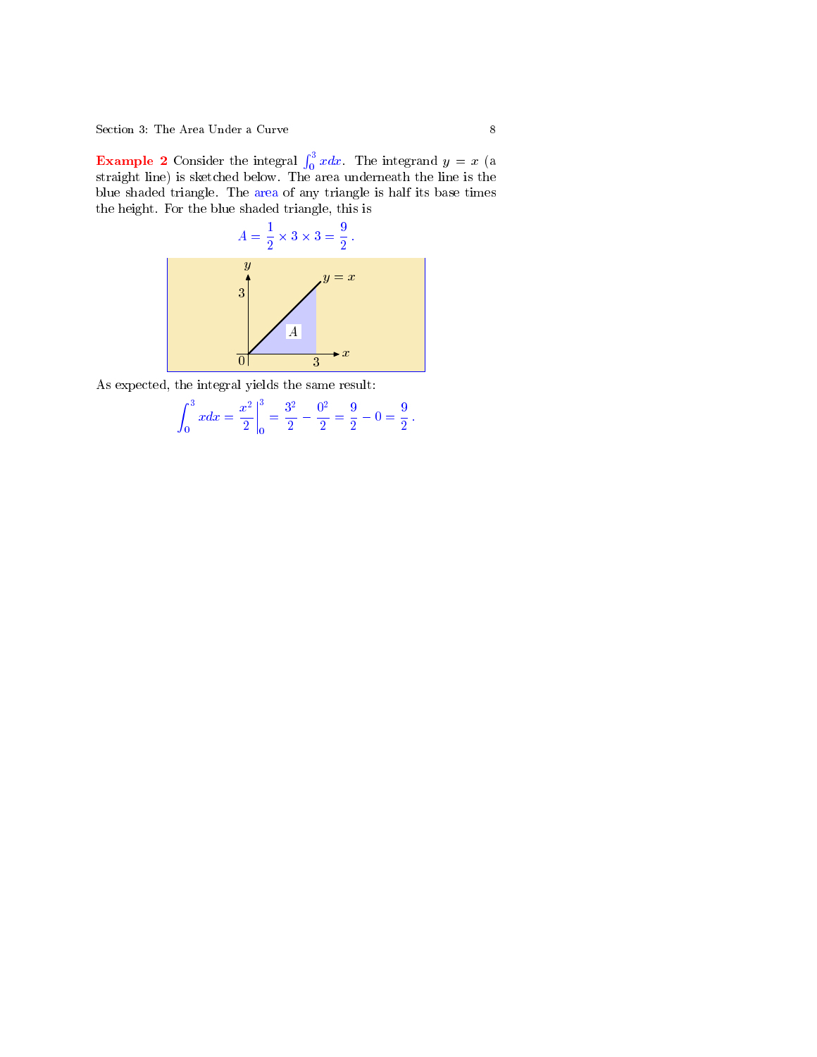**Example 2** Consider the integral $\int_0^3 x dx$. The integrand $y = x$ (a straight line) is sketched below. The area underneath the line is the blue shaded triangle. The area of any triangle is half its base times the height. For the blue shaded triangle, this is

$$A = \frac{1}{2} \times 3 \times 3 = \frac{9}{2}\,.$$

As expected, the integral yields the same result:

$$\int_0^3 x dx = \left. \frac{x^2}{2} \right|_0^3 = \frac{3^2}{2} - \frac{0^2}{2} = \frac{9}{2} - 0 = \frac{9}{2}\,.$$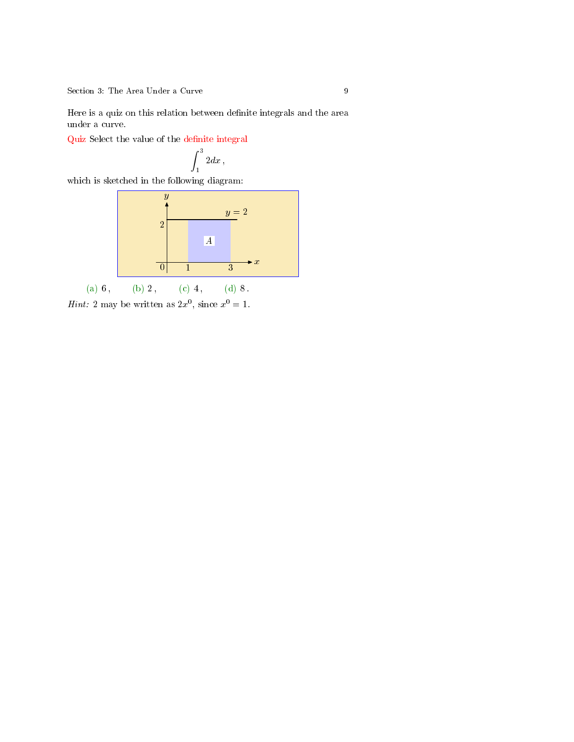Here is a quiz on this relation between definite integrals and the area under a curve.

**Quiz** Select the value of the definite integral

$$\int_1^3 2dx\,,$$

which is sketched in the following diagram:

(a) $6\,,$ (b) $2\,,$ (c) $4\,,$ (d) $8\,.$

*Hint:* 2 may be written as $2x^0$, since $x^0 = 1$.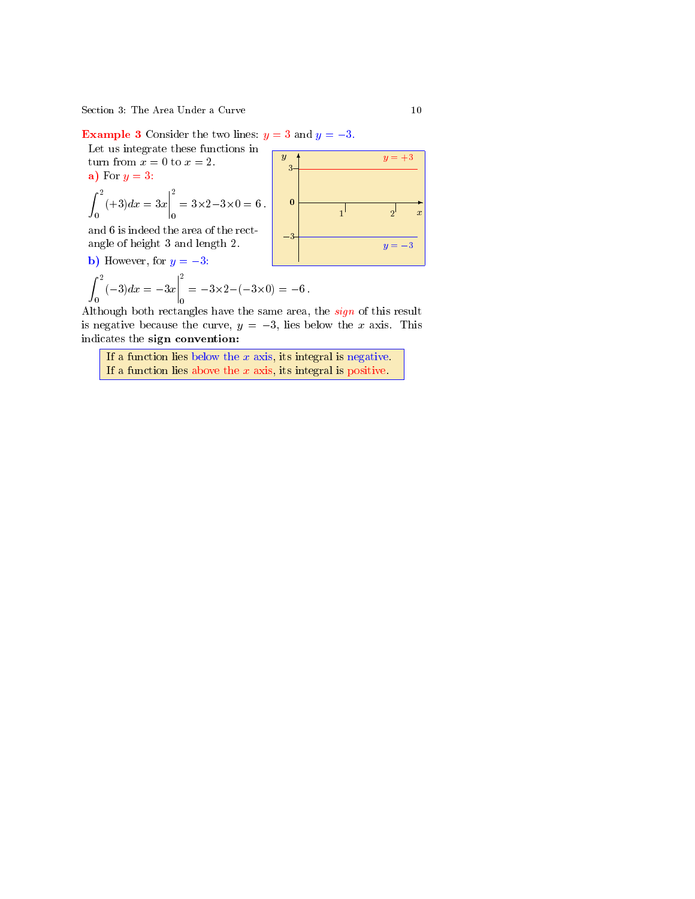**Example 3** Consider the two lines: $y = 3$ and $y = -3$.

Let us integrate these functions in turn from $x = 0$ to $x = 2$.

**a)** For $y = 3$:

$$\int_0^2 (+3)dx = 3x\Big|_0^2 = 3\times 2 - 3\times 0 = 6\,.$$

and 6 is indeed the area of the rectangle of height 3 and length 2.

**b)** However, for $y = -3$:

$$\int_0^2 (-3)dx = -3x\Big|_0^2 = -3\times 2 - (-3\times 0) = -6\,.$$

Although both rectangles have the same area, the *sign* of this result is negative because the curve, $y = -3$, lies below the $x$ axis. This indicates the **sign convention:**

> If a function lies below the $x$ axis, its integral is negative.
> If a function lies above the $x$ axis, its integral is positive.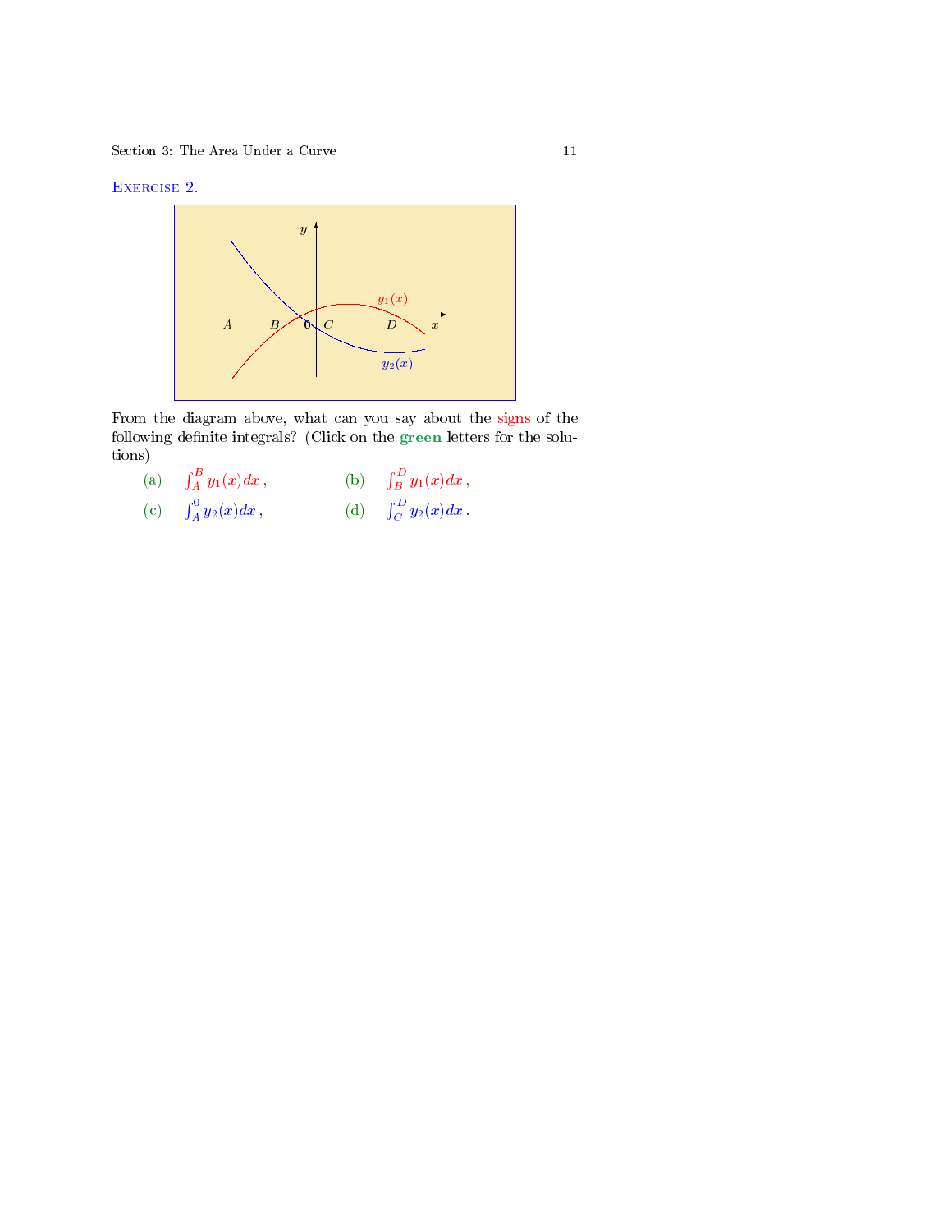## Exercise 2.

From the diagram above, what can you say about the signs of the following definite integrals? (Click on the **green** letters for the solutions)

(a) $\int_A^B y_1(x)dx\,,$ (b) $\int_B^D y_1(x)dx\,,$

(c) $\int_A^0 y_2(x)dx\,,$ (d) $\int_C^D y_2(x)dx\,.$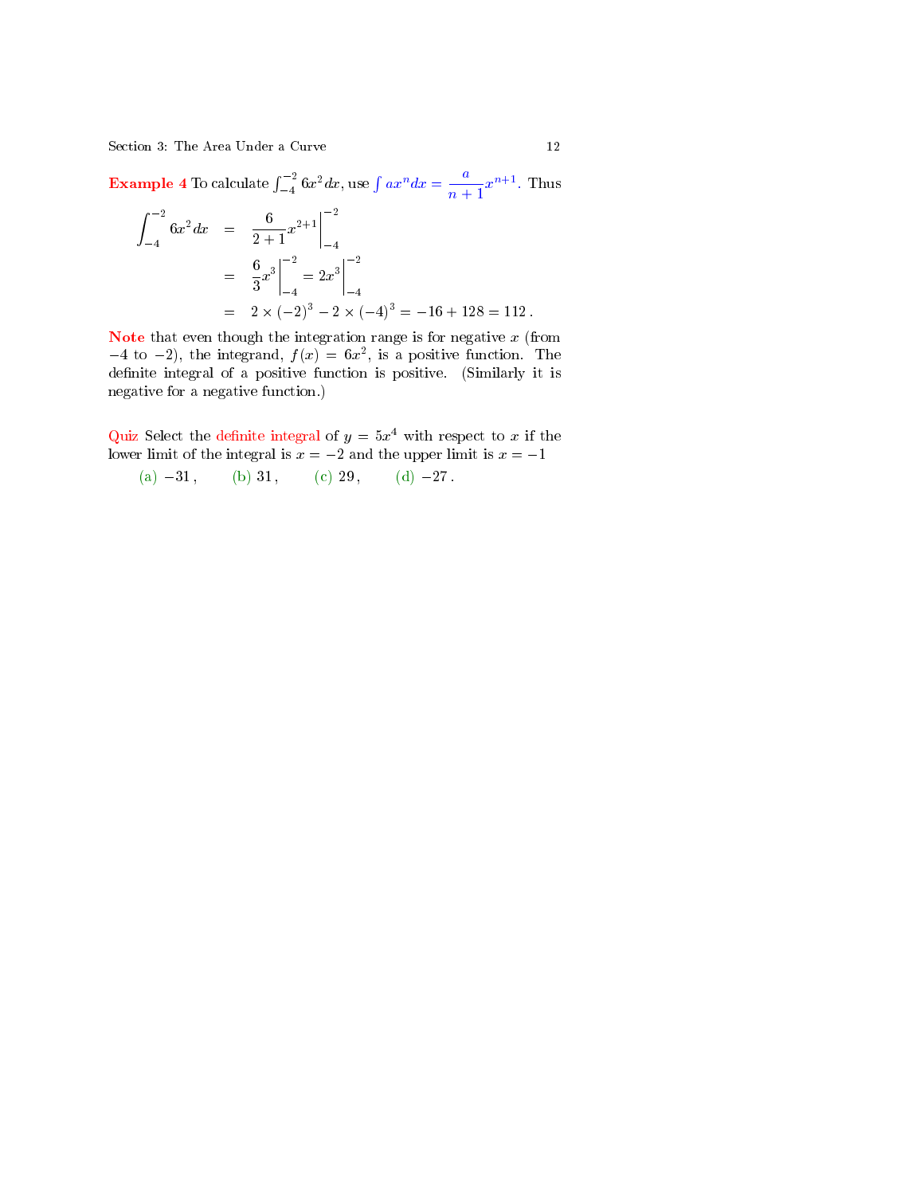**Example 4** To calculate $\int_{-4}^{-2} 6x^2\, dx$, use $\int ax^n dx = \dfrac{a}{n+1}x^{n+1}$. Thus

$$
\begin{aligned}
\int_{-4}^{-2} 6x^2\, dx &= \frac{6}{2+1}x^{2+1}\Big|_{-4}^{-2} \\
&= \frac{6}{3}x^3\Big|_{-4}^{-2} = 2x^3\Big|_{-4}^{-2} \\
&= 2\times(-2)^3 - 2\times(-4)^3 = -16 + 128 = 112\,.
\end{aligned}
$$

**Note** that even though the integration range is for negative $x$ (from $-4$ to $-2$), the integrand, $f(x) = 6x^2$, is a positive function. The definite integral of a positive function is positive. (Similarly it is negative for a negative function.)

Quiz Select the definite integral of $y = 5x^4$ with respect to $x$ if the lower limit of the integral is $x = -2$ and the upper limit is $x = -1$

(a) $-31$, (b) $31$, (c) $29$, (d) $-27$.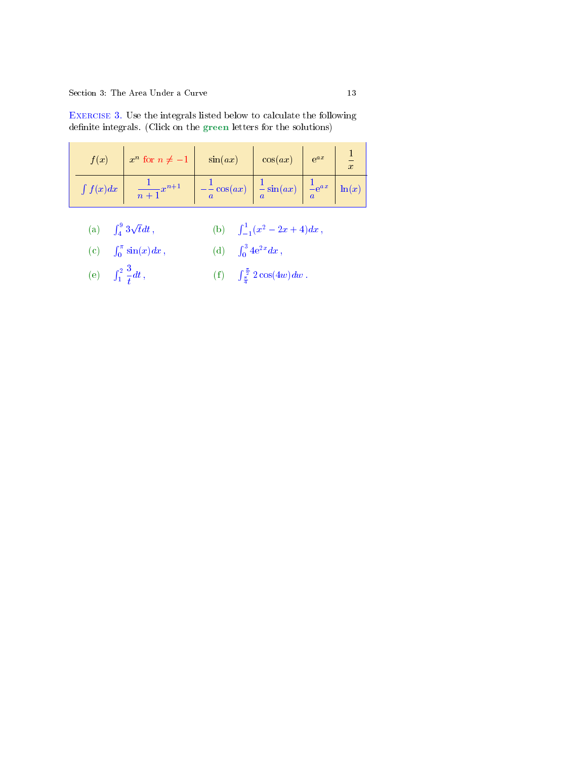**Exercise 3.** Use the integrals listed below to calculate the following definite integrals. (Click on the **green** letters for the solutions)

| $f(x)$ | $x^n$ for $n \neq -1$ | $\sin(ax)$ | $\cos(ax)$ | $e^{ax}$ | $\dfrac{1}{x}$ |
|---|---|---|---|---|---|
| $\int f(x)dx$ | $\dfrac{1}{n+1}x^{n+1}$ | $-\dfrac{1}{a}\cos(ax)$ | $\dfrac{1}{a}\sin(ax)$ | $\dfrac{1}{a}e^{ax}$ | $\ln(x)$ |

(a) $\int_4^9 3\sqrt{t}\,dt$ ,

(b) $\int_{-1}^1 (x^2 - 2x + 4)\,dx$ ,

(c) $\int_0^\pi \sin(x)\,dx$ ,

(d) $\int_0^3 4e^{2x}\,dx$ ,

(e) $\int_1^2 \dfrac{3}{t}\,dt$ ,

(f) $\int_{\frac{\pi}{4}}^{\frac{\pi}{2}} 2\cos(4w)\,dw$ .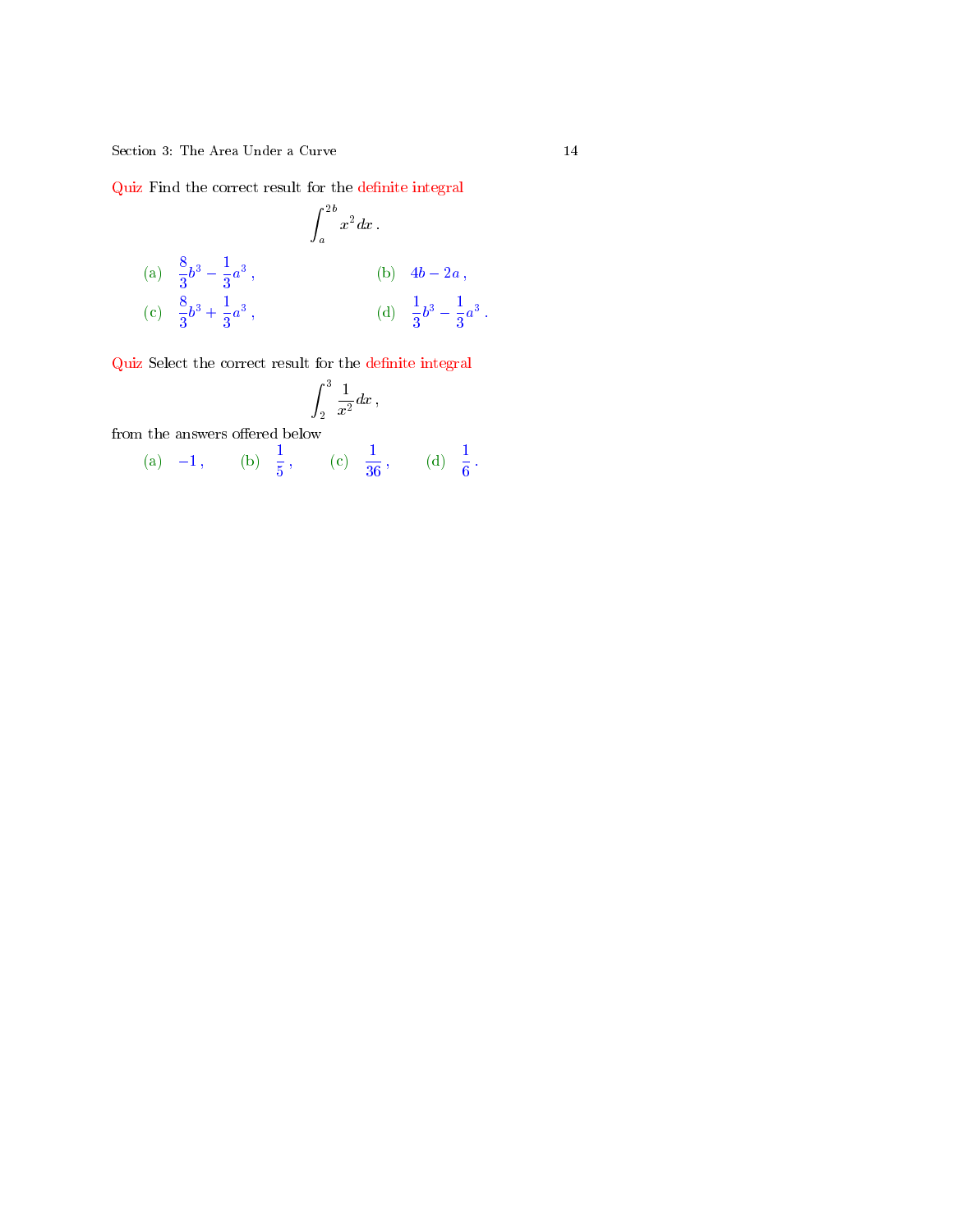**Quiz** Find the correct result for the definite integral

$$\int_a^{2b} x^2\,dx\,.$$

(a) $\dfrac{8}{3}b^3 - \dfrac{1}{3}a^3\,,$  (b) $4b - 2a\,,$

(c) $\dfrac{8}{3}b^3 + \dfrac{1}{3}a^3\,,$  (d) $\dfrac{1}{3}b^3 - \dfrac{1}{3}a^3\,.$

**Quiz** Select the correct result for the definite integral

$$\int_2^{3} \frac{1}{x^2}\,dx\,,$$

from the answers offered below

(a) $-1\,,$  (b) $\dfrac{1}{5}\,,$  (c) $\dfrac{1}{36}\,,$  (d) $\dfrac{1}{6}\,.$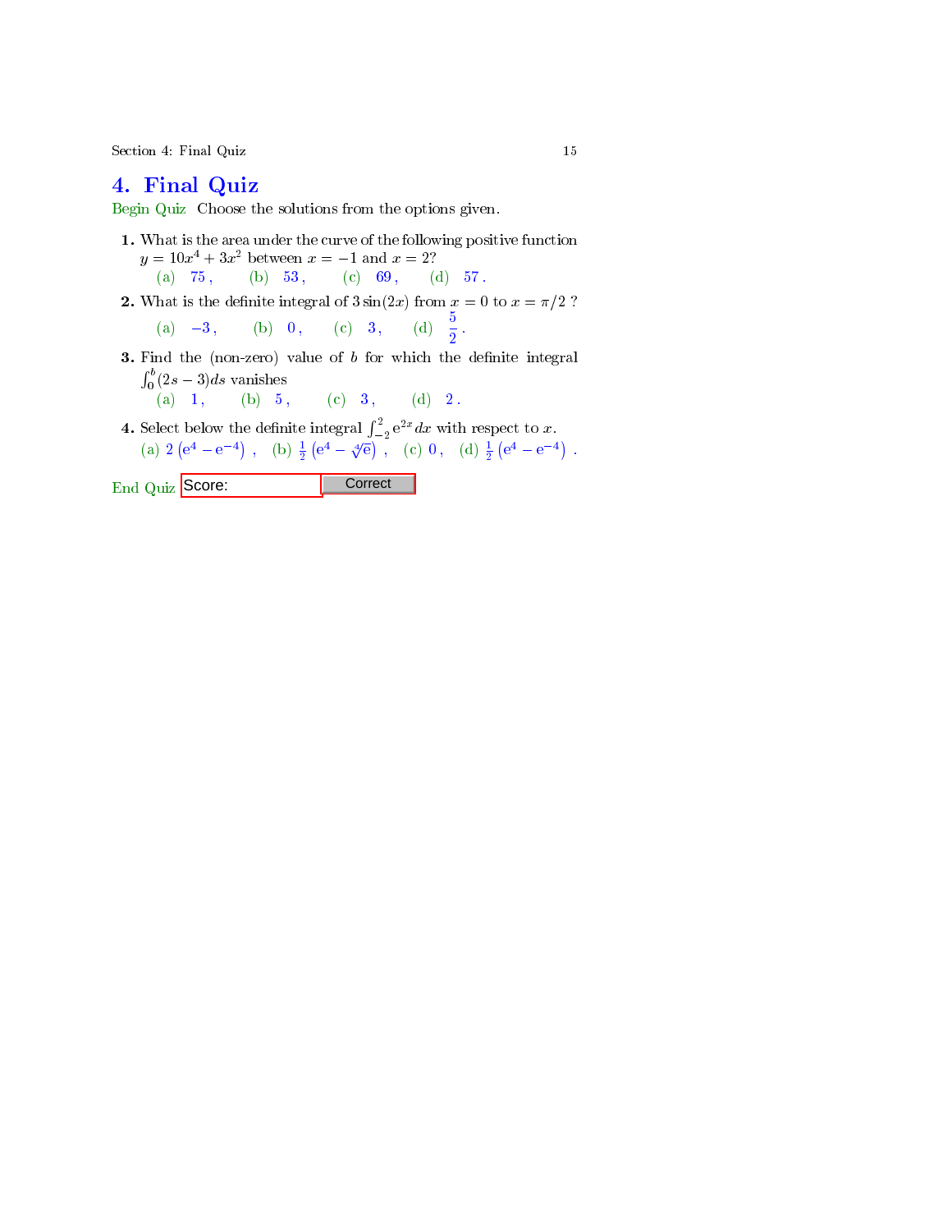# 4. Final Quiz

Begin Quiz Choose the solutions from the options given.

**1.** What is the area under the curve of the following positive function $y = 10x^4 + 3x^2$ between $x = -1$ and $x = 2$?

(a) 75 , (b) 53 , (c) 69 , (d) 57 .

**2.** What is the definite integral of $3\sin(2x)$ from $x = 0$ to $x = \pi/2$ ?

(a) $-3$ , (b) 0 , (c) 3 , (d) $\frac{5}{2}$ .

**3.** Find the (non-zero) value of $b$ for which the definite integral $\int_0^b (2s - 3)ds$ vanishes

(a) 1 , (b) 5 , (c) 3 , (d) 2 .

**4.** Select below the definite integral $\int_{-2}^{2} e^{2x} dx$ with respect to $x$.

(a) $2\left(e^4 - e^{-4}\right)$ , (b) $\frac{1}{2}\left(e^4 - \sqrt[4]{e}\right)$ , (c) 0 , (d) $\frac{1}{2}\left(e^4 - e^{-4}\right)$ .

End Quiz Score: Correct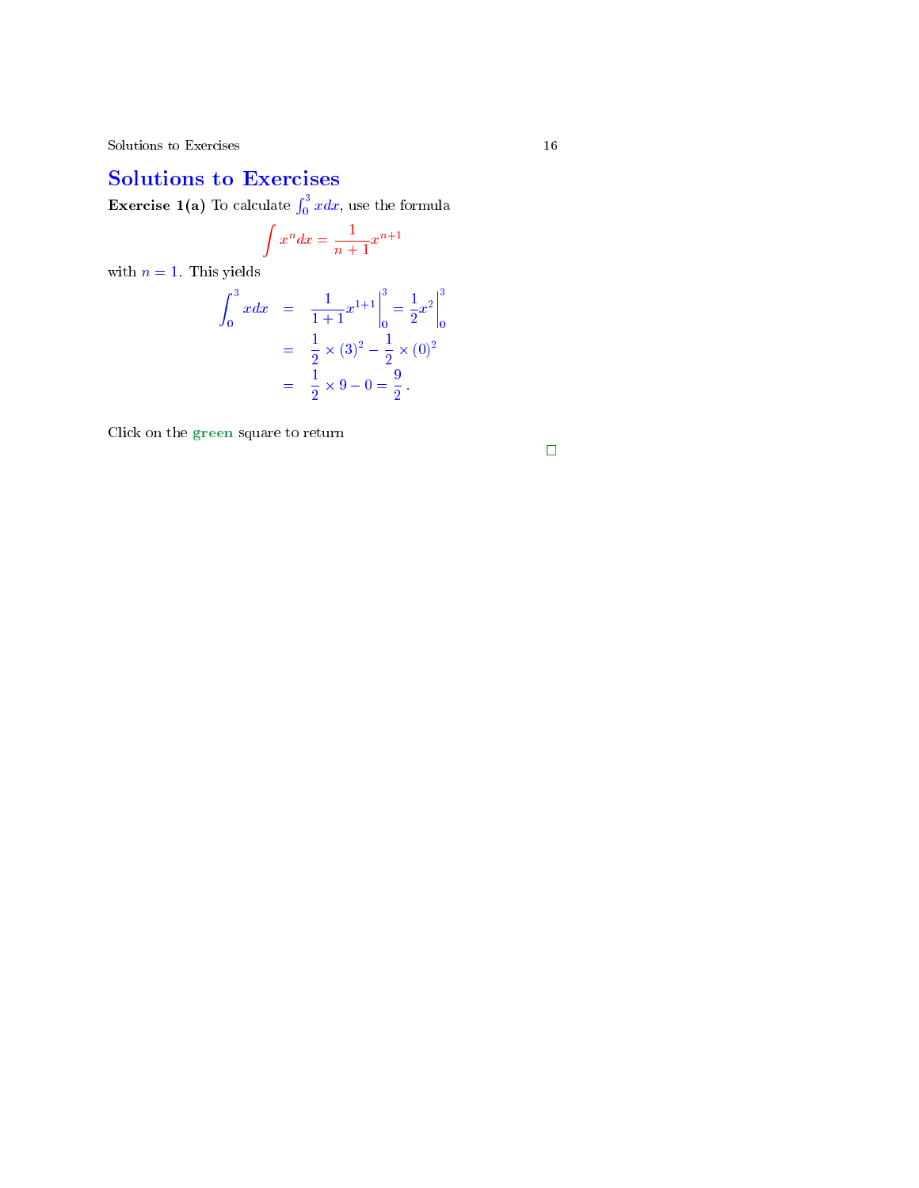## Solutions to Exercises

**Exercise 1(a)** To calculate $\int_0^3 x dx$, use the formula

$$\int x^n dx = \frac{1}{n+1} x^{n+1}$$

with $n = 1$. This yields

$$\begin{aligned}
\int_0^3 x dx &= \left. \frac{1}{1+1} x^{1+1} \right|_0^3 = \left. \frac{1}{2} x^2 \right|_0^3 \\
&= \frac{1}{2} \times (3)^2 - \frac{1}{2} \times (0)^2 \\
&= \frac{1}{2} \times 9 - 0 = \frac{9}{2} .
\end{aligned}$$

Click on the **green** square to return

□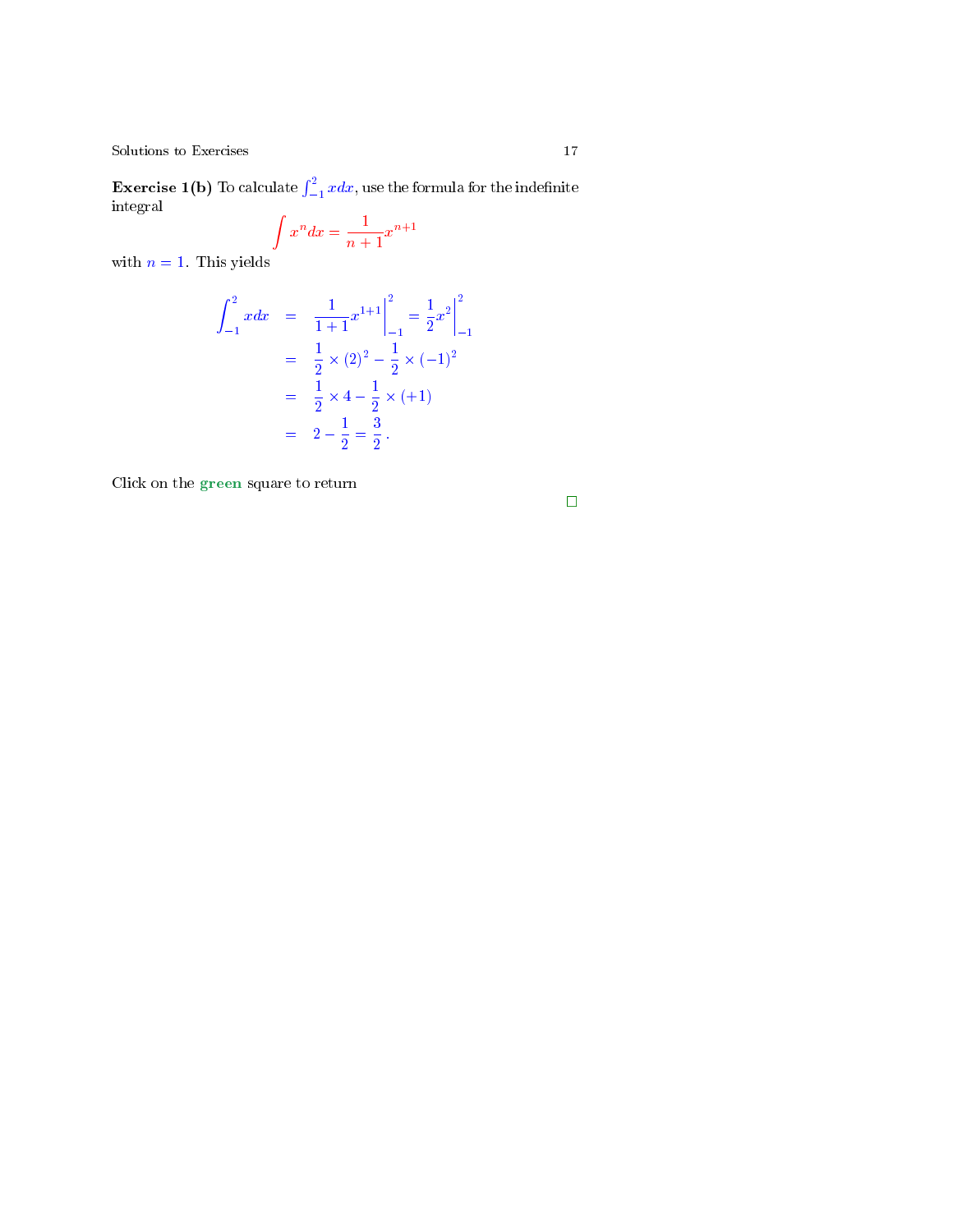**Exercise 1(b)** To calculate $\int_{-1}^{2} x dx$, use the formula for the indefinite integral

$$\int x^n dx = \frac{1}{n+1} x^{n+1}$$

with $n = 1$. This yields

$$\begin{aligned}
\int_{-1}^{2} x dx &= \left. \frac{1}{1+1} x^{1+1} \right|_{-1}^{2} = \left. \frac{1}{2} x^2 \right|_{-1}^{2} \\
&= \frac{1}{2} \times (2)^2 - \frac{1}{2} \times (-1)^2 \\
&= \frac{1}{2} \times 4 - \frac{1}{2} \times (+1) \\
&= 2 - \frac{1}{2} = \frac{3}{2}\,.
\end{aligned}$$

Click on the **green** square to return

□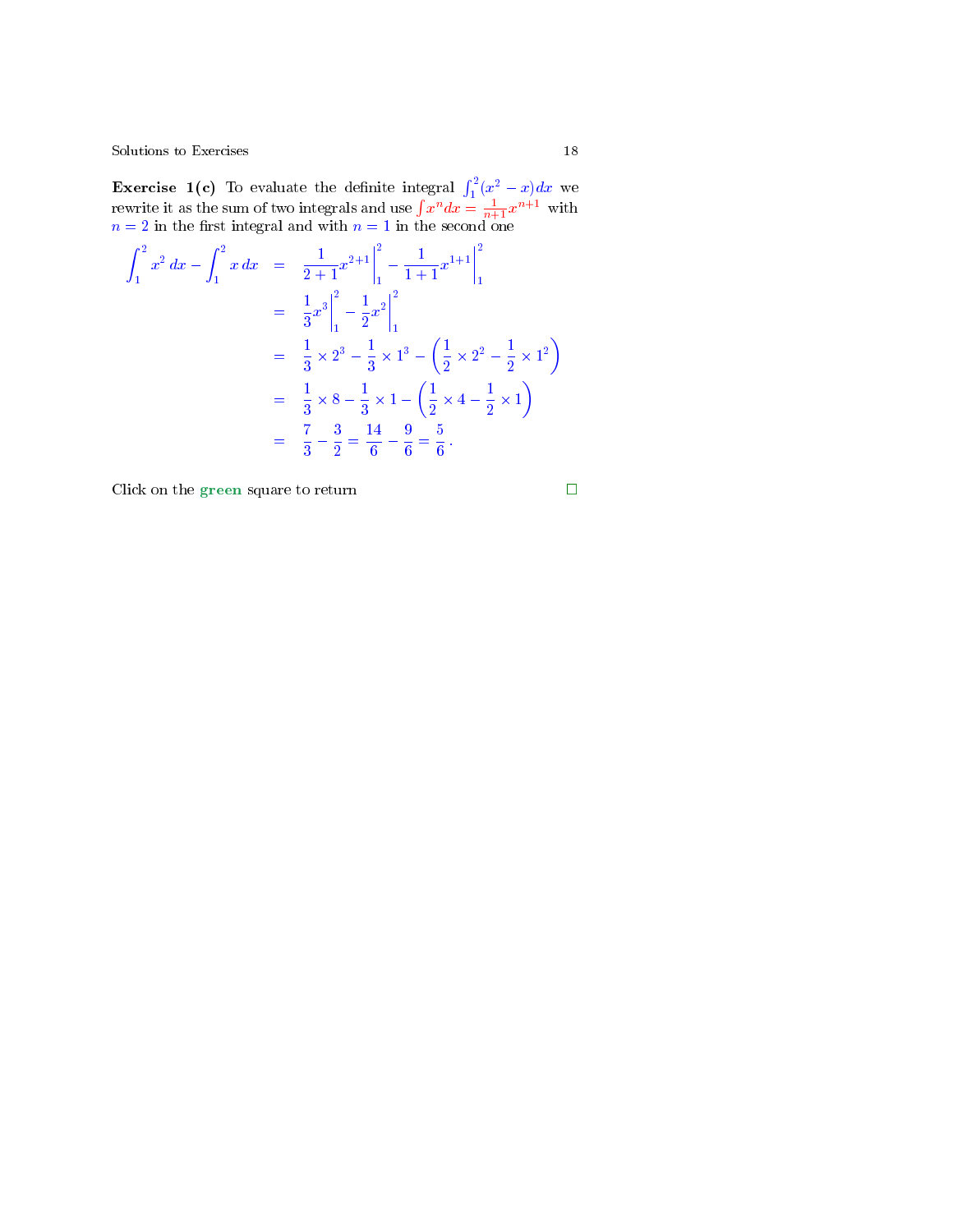**Exercise 1(c)** To evaluate the definite integral $\int_1^2 (x^2 - x)\,dx$ we rewrite it as the sum of two integrals and use $\int x^n dx = \frac{1}{n+1}x^{n+1}$ with $n = 2$ in the first integral and with $n = 1$ in the second one

$$
\begin{aligned}
\int_1^2 x^2\,dx - \int_1^2 x\,dx &= \left.\frac{1}{2+1}x^{2+1}\right|_1^2 - \left.\frac{1}{1+1}x^{1+1}\right|_1^2 \\
&= \left.\frac{1}{3}x^3\right|_1^2 - \left.\frac{1}{2}x^2\right|_1^2 \\
&= \frac{1}{3}\times 2^3 - \frac{1}{3}\times 1^3 - \left(\frac{1}{2}\times 2^2 - \frac{1}{2}\times 1^2\right) \\
&= \frac{1}{3}\times 8 - \frac{1}{3}\times 1 - \left(\frac{1}{2}\times 4 - \frac{1}{2}\times 1\right) \\
&= \frac{7}{3} - \frac{3}{2} = \frac{14}{6} - \frac{9}{6} = \frac{5}{6}\,.
\end{aligned}
$$

Click on the **green** square to return □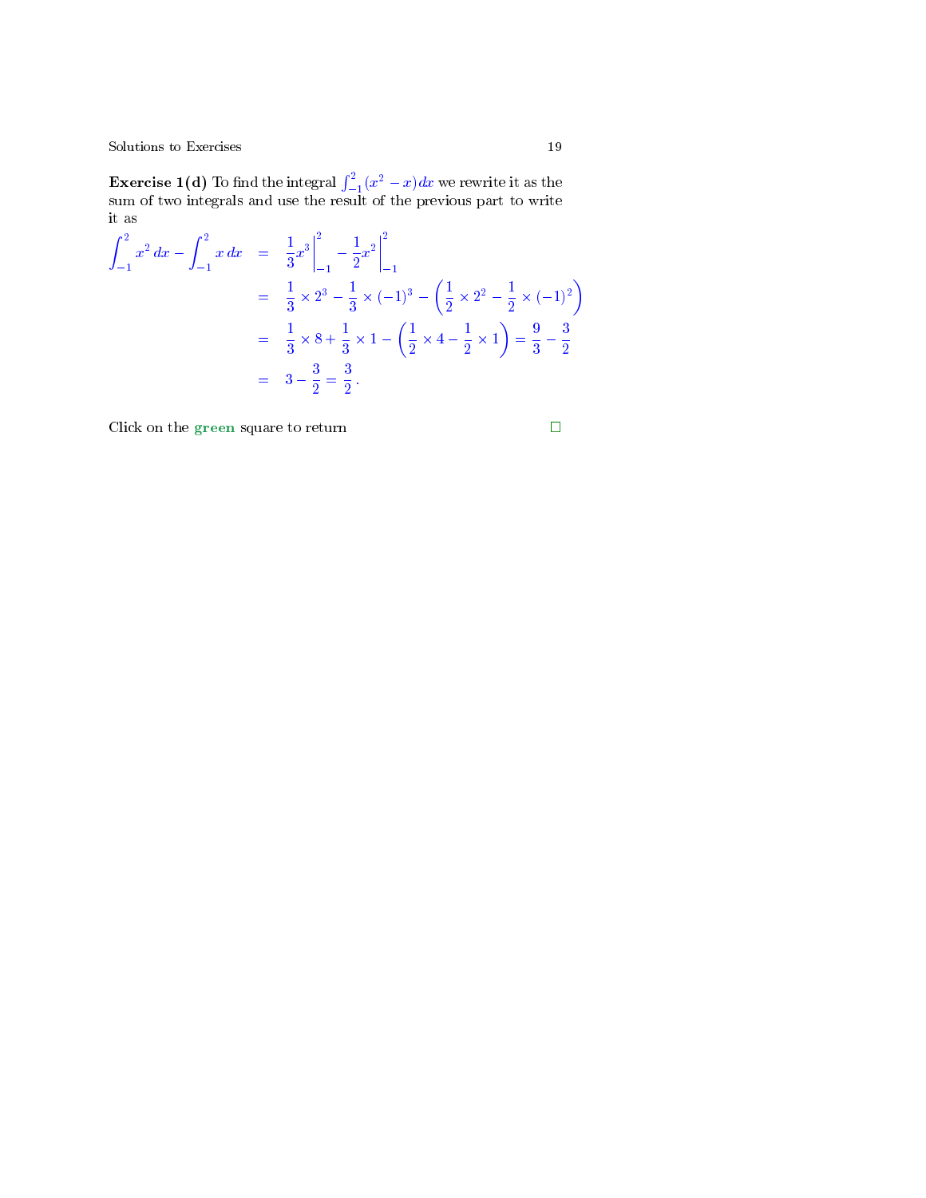**Exercise 1(d)** To find the integral $\int_{-1}^{2}(x^2 - x)\,dx$ we rewrite it as the sum of two integrals and use the result of the previous part to write it as

$$
\begin{aligned}
\int_{-1}^{2} x^2\,dx - \int_{-1}^{2} x\,dx &= \left.\frac{1}{3}x^3\right|_{-1}^{2} - \left.\frac{1}{2}x^2\right|_{-1}^{2} \\
&= \frac{1}{3}\times 2^3 - \frac{1}{3}\times(-1)^3 - \left(\frac{1}{2}\times 2^2 - \frac{1}{2}\times(-1)^2\right) \\
&= \frac{1}{3}\times 8 + \frac{1}{3}\times 1 - \left(\frac{1}{2}\times 4 - \frac{1}{2}\times 1\right) = \frac{9}{3} - \frac{3}{2} \\
&= 3 - \frac{3}{2} = \frac{3}{2}\,.
\end{aligned}
$$

Click on the **green** square to return □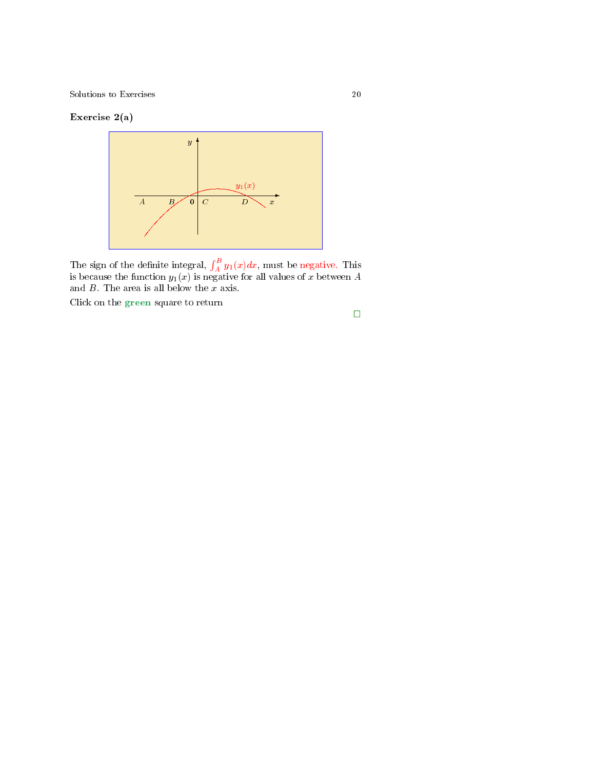### Exercise 2(a)

The sign of the definite integral, $\int_A^B y_1(x)dx$, must be negative. This is because the function $y_1(x)$ is negative for all values of $x$ between $A$ and $B$. The area is all below the $x$ axis.

Click on the **green** square to return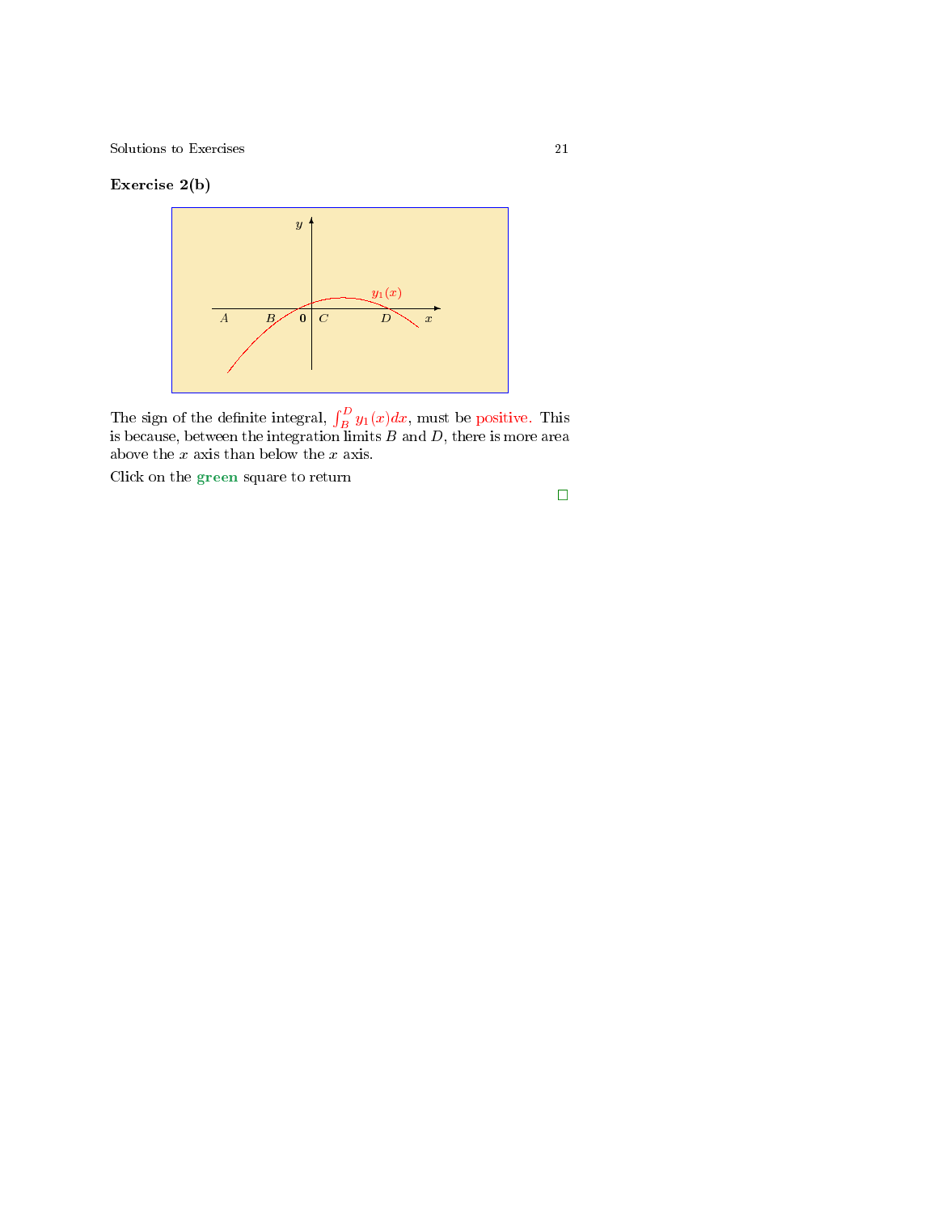**Exercise 2(b)**

The sign of the definite integral, $\int_B^D y_1(x)dx$, must be positive. This is because, between the integration limits $B$ and $D$, there is more area above the $x$ axis than below the $x$ axis.

Click on the **green** square to return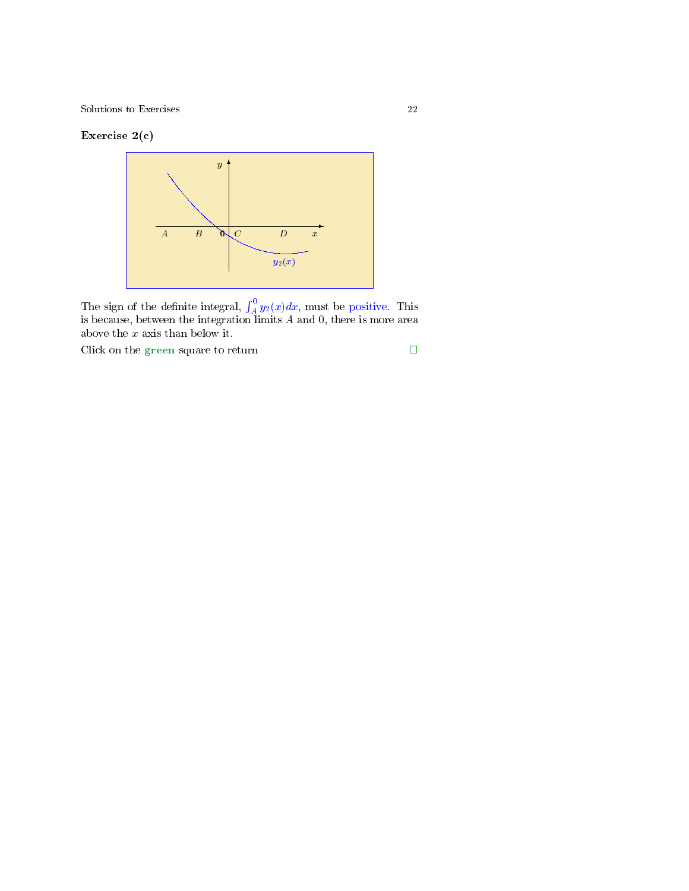**Exercise 2(c)**

The sign of the definite integral, $\int_A^0 y_2(x)\,dx$, must be positive. This is because, between the integration limits $A$ and 0, there is more area above the $x$ axis than below it.

Click on the **green** square to return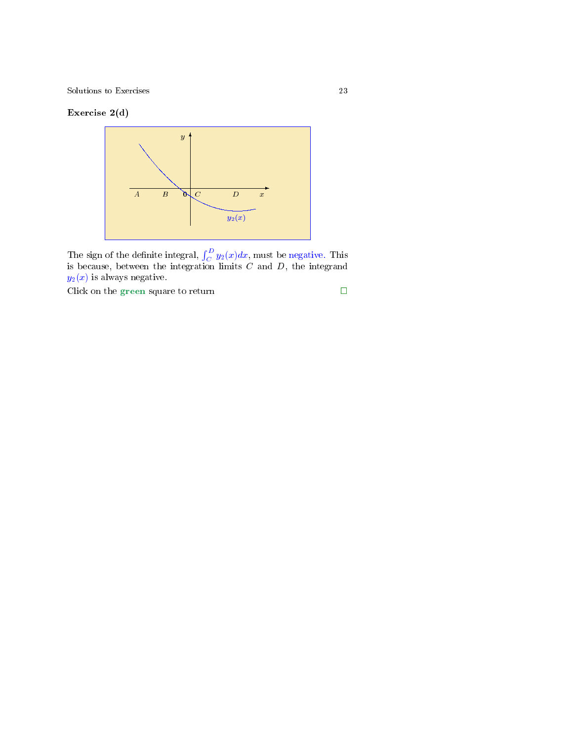**Exercise 2(d)**

The sign of the definite integral, $\int_C^D y_2(x)dx$, must be negative. This is because, between the integration limits $C$ and $D$, the integrand $y_2(x)$ is always negative.

Click on the **green** square to return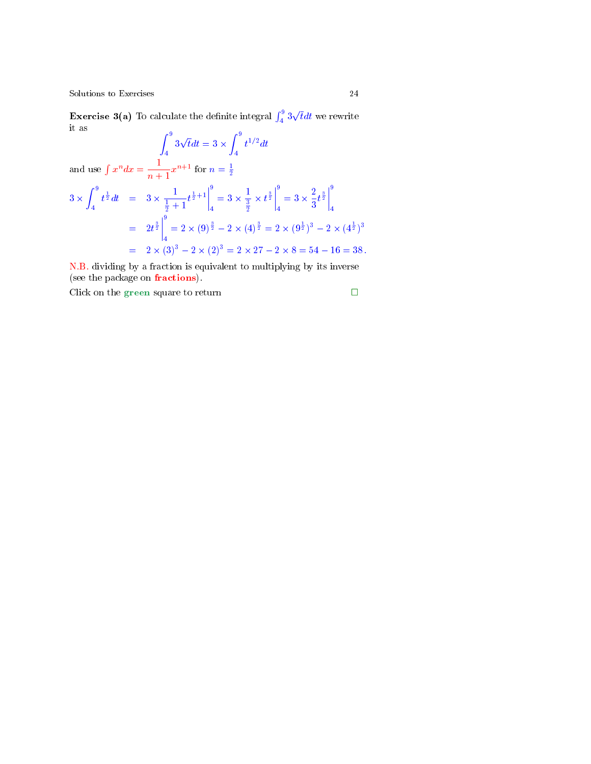**Exercise 3(a)** To calculate the definite integral $\int_4^9 3\sqrt{t}dt$ we rewrite it as

$$\int_4^9 3\sqrt{t}dt = 3 \times \int_4^9 t^{1/2}dt$$

and use $\int x^n dx = \frac{1}{n+1}x^{n+1}$ for $n = \frac{1}{2}$

$$\begin{aligned}
3 \times \int_4^9 t^{\frac{1}{2}}dt &= 3 \times \frac{1}{\frac{1}{2}+1}t^{\frac{1}{2}+1}\Big|_4^9 = 3 \times \frac{1}{\frac{3}{2}} \times t^{\frac{3}{2}}\Big|_4^9 = 3 \times \frac{2}{3}t^{\frac{3}{2}}\Big|_4^9 \\
&= 2t^{\frac{3}{2}}\Big|_4^9 = 2 \times (9)^{\frac{3}{2}} - 2 \times (4)^{\frac{3}{2}} = 2 \times (9^{\frac{1}{2}})^3 - 2 \times (4^{\frac{1}{2}})^3 \\
&= 2 \times (3)^3 - 2 \times (2)^3 = 2 \times 27 - 2 \times 8 = 54 - 16 = 38\,.
\end{aligned}$$

N.B. dividing by a fraction is equivalent to multiplying by its inverse (see the package on **fractions**).

Click on the **green** square to return □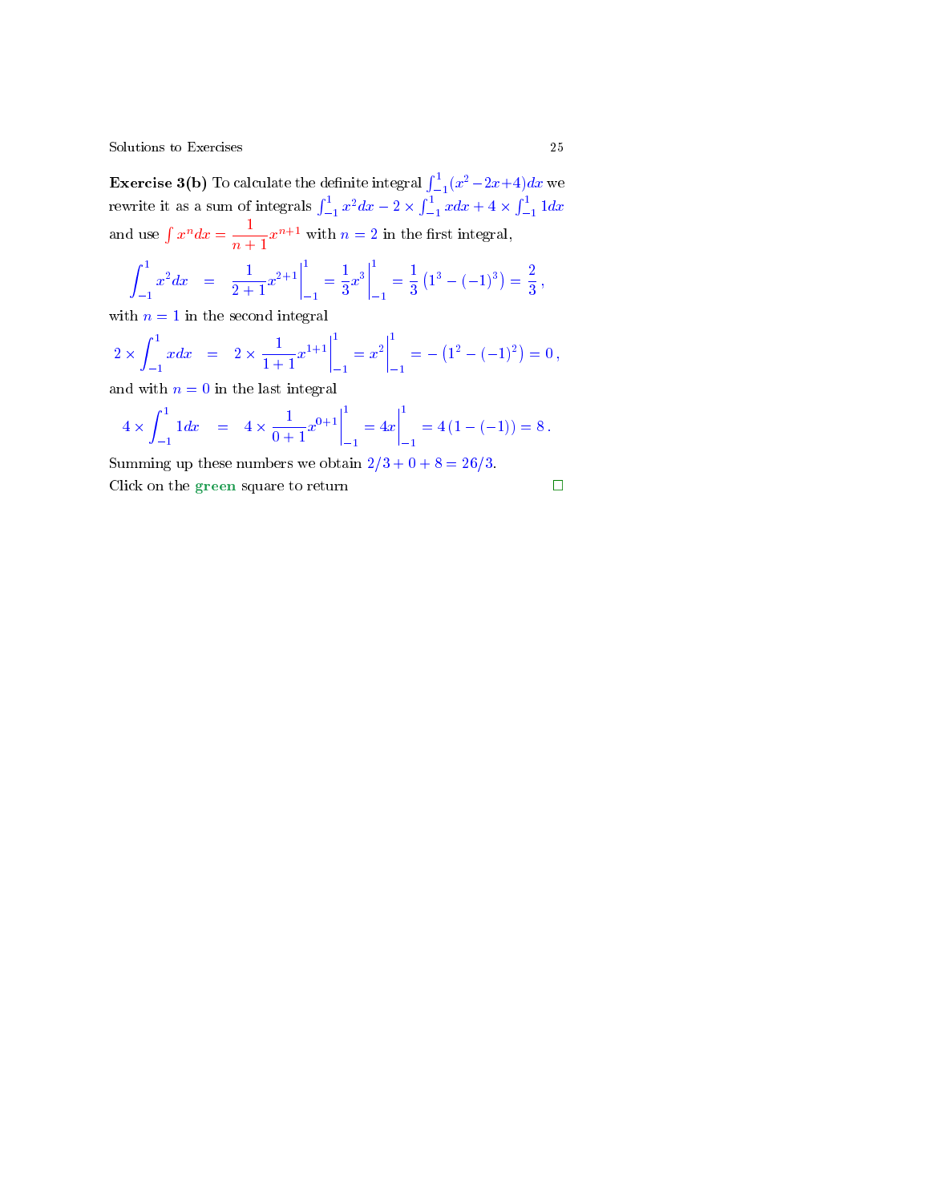**Exercise 3(b)** To calculate the definite integral $\int_{-1}^{1}(x^2 - 2x + 4)dx$ we rewrite it as a sum of integrals $\int_{-1}^{1} x^2 dx - 2 \times \int_{-1}^{1} x dx + 4 \times \int_{-1}^{1} 1 dx$ and use $\int x^n dx = \frac{1}{n+1}x^{n+1}$ with $n = 2$ in the first integral,

$$\int_{-1}^{1} x^2 dx \quad = \quad \frac{1}{2+1}x^{2+1}\Big|_{-1}^{1} = \frac{1}{3}x^3\Big|_{-1}^{1} = \frac{1}{3}\left(1^3 - (-1)^3\right) = \frac{2}{3}\,,$$

with $n = 1$ in the second integral

$$2 \times \int_{-1}^{1} x dx \quad = \quad 2 \times \frac{1}{1+1}x^{1+1}\Big|_{-1}^{1} = x^2\Big|_{-1}^{1} = -\left(1^2 - (-1)^2\right) = 0\,,$$

and with $n = 0$ in the last integral

$$4 \times \int_{-1}^{1} 1 dx \quad = \quad 4 \times \frac{1}{0+1}x^{0+1}\Big|_{-1}^{1} = 4x\Big|_{-1}^{1} = 4\left(1 - (-1)\right) = 8\,.$$

Summing up these numbers we obtain $2/3 + 0 + 8 = 26/3$.

Click on the **green** square to return □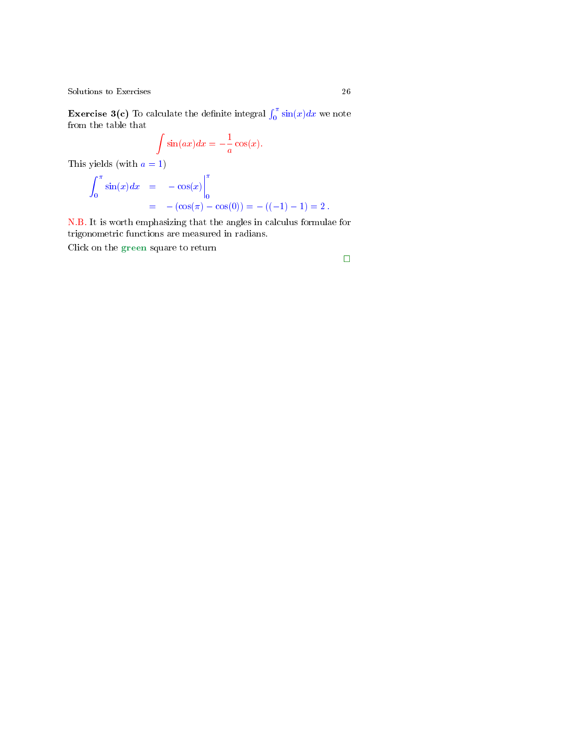**Exercise 3(c)** To calculate the definite integral $\int_0^{\pi} \sin(x)dx$ we note from the table that

$$\int \sin(ax)dx = -\frac{1}{a}\cos(x).$$

This yields (with $a = 1$)

$$\begin{aligned}
\int_0^{\pi} \sin(x)dx &= -\cos(x)\Big|_0^{\pi} \\
&= -(\cos(\pi) - \cos(0)) = -((-1) - 1) = 2\,.
\end{aligned}$$

N.B. It is worth emphasizing that the angles in calculus formulae for trigonometric functions are measured in radians.

Click on the **green** square to return

□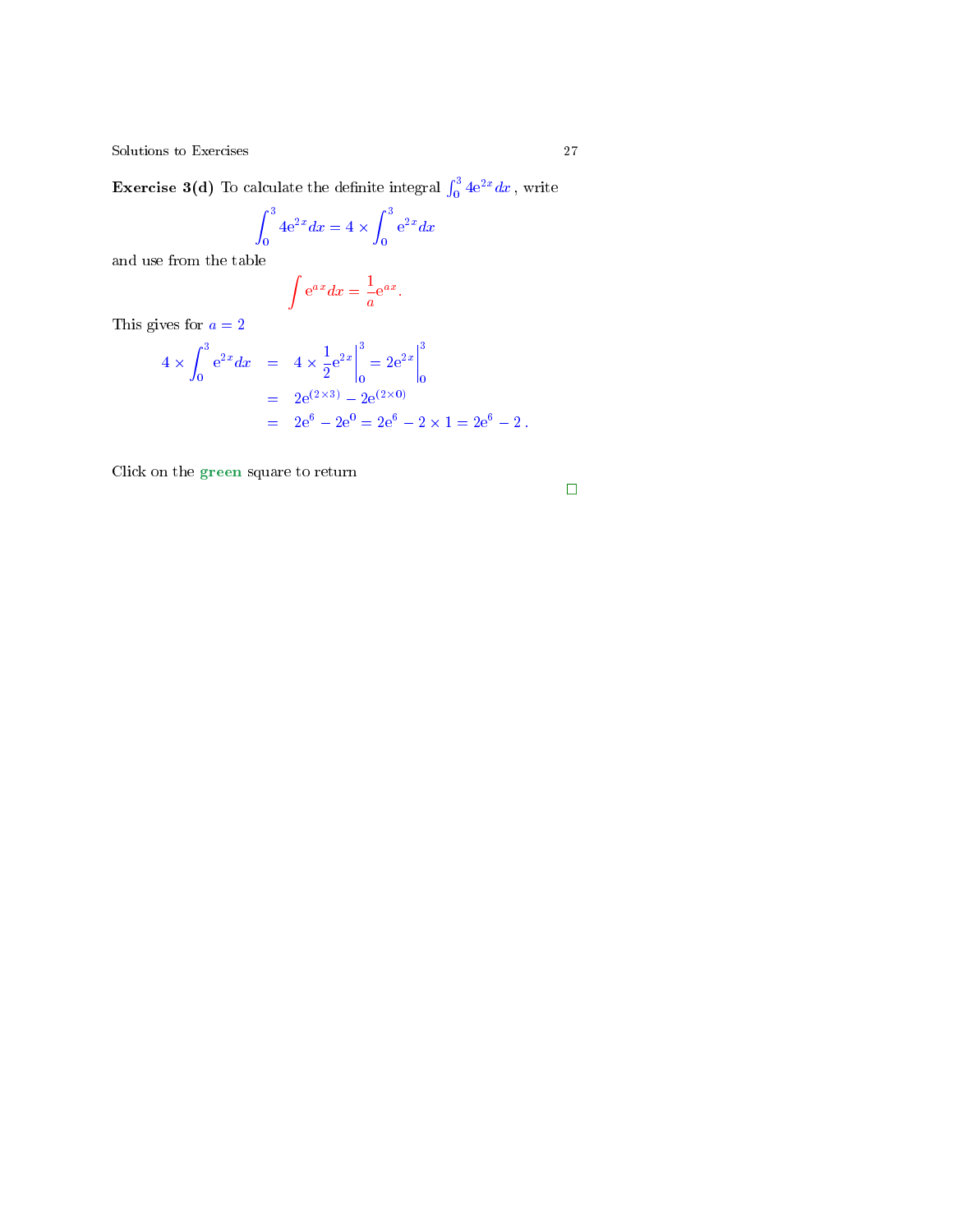**Exercise 3(d)** To calculate the definite integral $\int_0^3 4\mathrm{e}^{2x}\,dx$ , write

$$\int_0^3 4\mathrm{e}^{2x}\,dx = 4 \times \int_0^3 \mathrm{e}^{2x}\,dx$$

and use from the table

$$\int \mathrm{e}^{ax}\,dx = \frac{1}{a}\mathrm{e}^{ax}.$$

This gives for $a = 2$

$$\begin{aligned}
4 \times \int_0^3 \mathrm{e}^{2x}\,dx &= 4 \times \frac{1}{2}\mathrm{e}^{2x}\Big|_0^3 = 2\mathrm{e}^{2x}\Big|_0^3 \\
&= 2\mathrm{e}^{(2\times 3)} - 2\mathrm{e}^{(2\times 0)} \\
&= 2\mathrm{e}^6 - 2\mathrm{e}^0 = 2\mathrm{e}^6 - 2 \times 1 = 2\mathrm{e}^6 - 2\,.
\end{aligned}$$

Click on the **green** square to return

□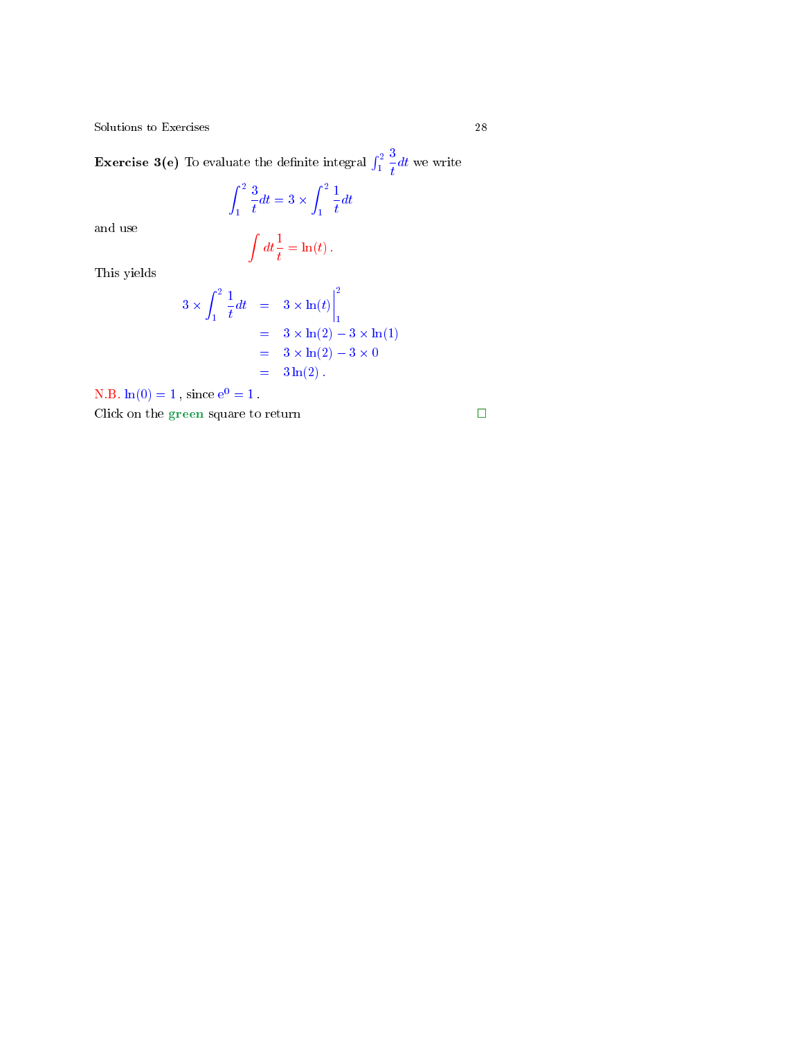**Exercise 3(e)** To evaluate the definite integral $\int_1^2 \frac{3}{t} dt$ we write

$$\int_1^2 \frac{3}{t} dt = 3 \times \int_1^2 \frac{1}{t} dt$$

and use

$$\int dt \frac{1}{t} = \ln(t)\,.$$

This yields

$$\begin{aligned} 3 \times \int_1^2 \frac{1}{t} dt &= 3 \times \ln(t)\Big|_1^2 \\ &= 3 \times \ln(2) - 3 \times \ln(1) \\ &= 3 \times \ln(2) - 3 \times 0 \\ &= 3\ln(2)\,. \end{aligned}$$

N.B. $\ln(0) = 1$, since $e^0 = 1$.

Click on the **green** square to return □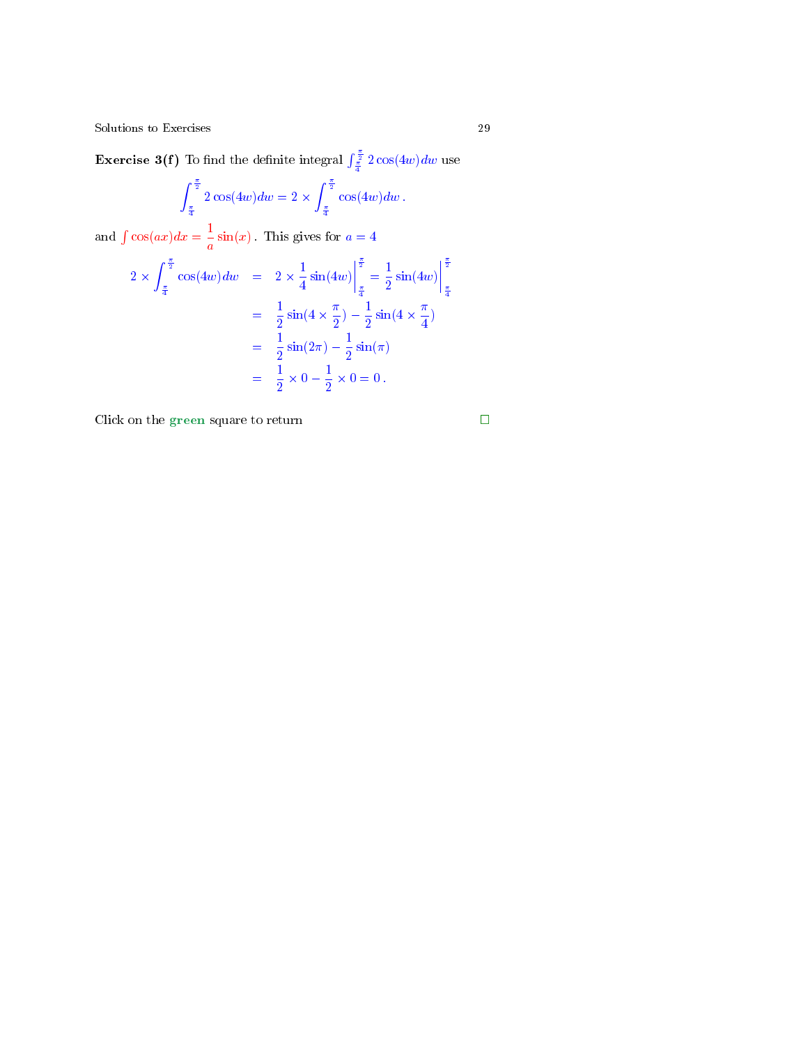**Exercise 3(f)** To find the definite integral $\int_{\frac{\pi}{4}}^{\frac{\pi}{2}} 2\cos(4w)dw$ use

$$\int_{\frac{\pi}{4}}^{\frac{\pi}{2}} 2\cos(4w)dw = 2 \times \int_{\frac{\pi}{4}}^{\frac{\pi}{2}} \cos(4w)dw\,.$$

and $\int \cos(ax)dx = \frac{1}{a}\sin(x)$. This gives for $a = 4$

$$\begin{aligned}
2 \times \int_{\frac{\pi}{4}}^{\frac{\pi}{2}} \cos(4w)dw &= 2 \times \frac{1}{4}\sin(4w)\Big|_{\frac{\pi}{4}}^{\frac{\pi}{2}} = \frac{1}{2}\sin(4w)\Big|_{\frac{\pi}{4}}^{\frac{\pi}{2}} \\
&= \frac{1}{2}\sin(4 \times \frac{\pi}{2}) - \frac{1}{2}\sin(4 \times \frac{\pi}{4}) \\
&= \frac{1}{2}\sin(2\pi) - \frac{1}{2}\sin(\pi) \\
&= \frac{1}{2} \times 0 - \frac{1}{2} \times 0 = 0\,.
\end{aligned}$$

Click on the **green** square to return □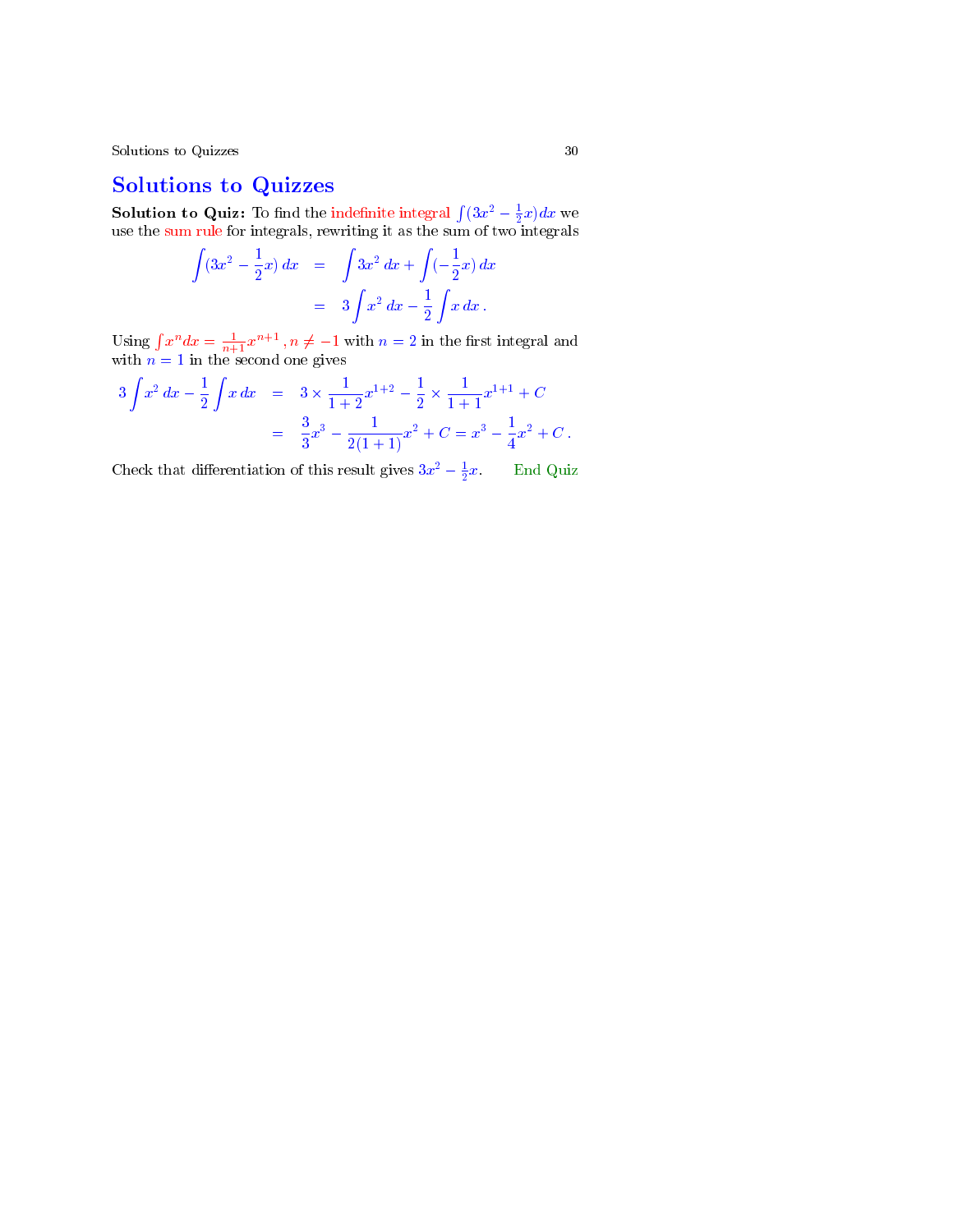# Solutions to Quizzes

**Solution to Quiz:** To find the indefinite integral $\int(3x^2 - \frac{1}{2}x)dx$ we use the sum rule for integrals, rewriting it as the sum of two integrals

$$
\begin{aligned}
\int (3x^2 - \frac{1}{2}x)\, dx &= \int 3x^2\, dx + \int (-\frac{1}{2}x)\, dx \\
&= 3\int x^2\, dx - \frac{1}{2}\int x\, dx\,.
\end{aligned}
$$

Using $\int x^n dx = \frac{1}{n+1}x^{n+1}\,, n \neq -1$ with $n = 2$ in the first integral and with $n = 1$ in the second one gives

$$
\begin{aligned}
3\int x^2\, dx - \frac{1}{2}\int x\, dx &= 3 \times \frac{1}{1+2}x^{1+2} - \frac{1}{2} \times \frac{1}{1+1}x^{1+1} + C \\
&= \frac{3}{3}x^3 - \frac{1}{2(1+1)}x^2 + C = x^3 - \frac{1}{4}x^2 + C\,.
\end{aligned}
$$

Check that differentiation of this result gives $3x^2 - \frac{1}{2}x$. End Quiz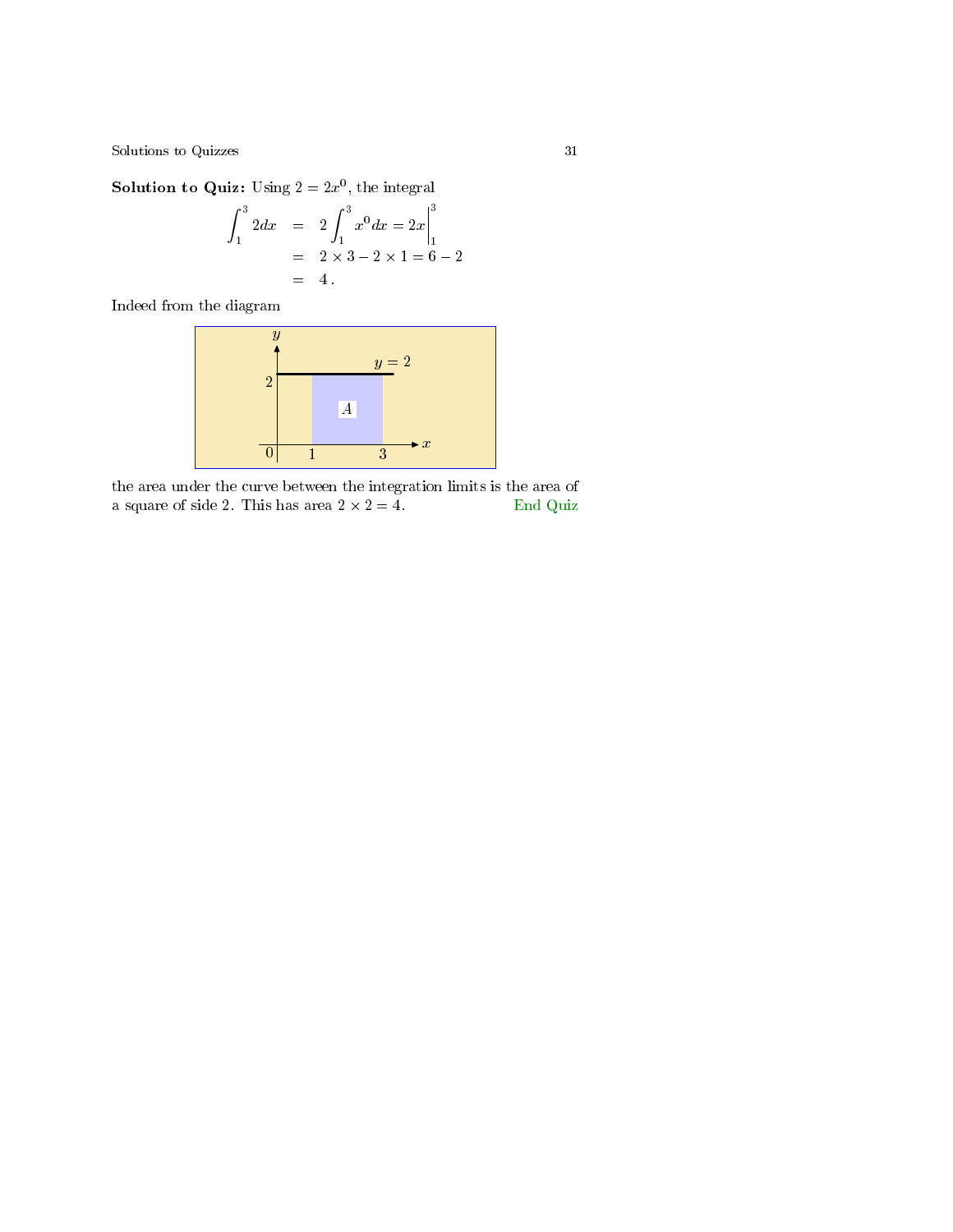**Solution to Quiz:** Using $2 = 2x^0$, the integral

$$
\begin{aligned}
\int_1^3 2dx &= 2\int_1^3 x^0 dx = 2x\Big|_1^3 \\
&= 2 \times 3 - 2 \times 1 = 6 - 2 \\
&= 4\,.
\end{aligned}
$$

Indeed from the diagram

the area under the curve between the integration limits is the area of a square of side 2. This has area $2 \times 2 = 4$. End Quiz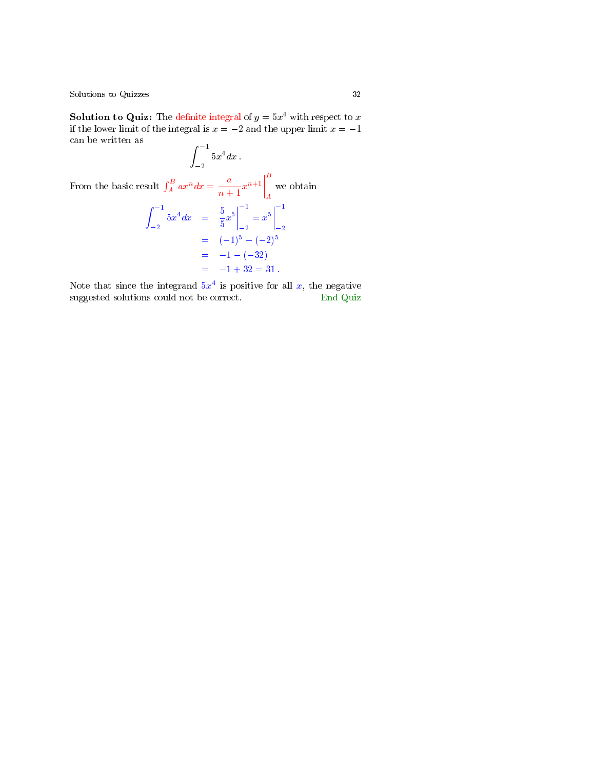**Solution to Quiz:** The definite integral of $y = 5x^4$ with respect to $x$ if the lower limit of the integral is $x = -2$ and the upper limit $x = -1$ can be written as

$$\int_{-2}^{-1} 5x^4 \, dx \, .$$

From the basic result $\int_A^B ax^n dx = \frac{a}{n+1} x^{n+1} \Big|_A^B$ we obtain

$$\begin{aligned}
\int_{-2}^{-1} 5x^4 \, dx &= \frac{5}{5} x^5 \Big|_{-2}^{-1} = x^5 \Big|_{-2}^{-1} \\
&= (-1)^5 - (-2)^5 \\
&= -1 - (-32) \\
&= -1 + 32 = 31 \, .
\end{aligned}$$

Note that since the integrand $5x^4$ is positive for all $x$, the negative suggested solutions could not be correct. End Quiz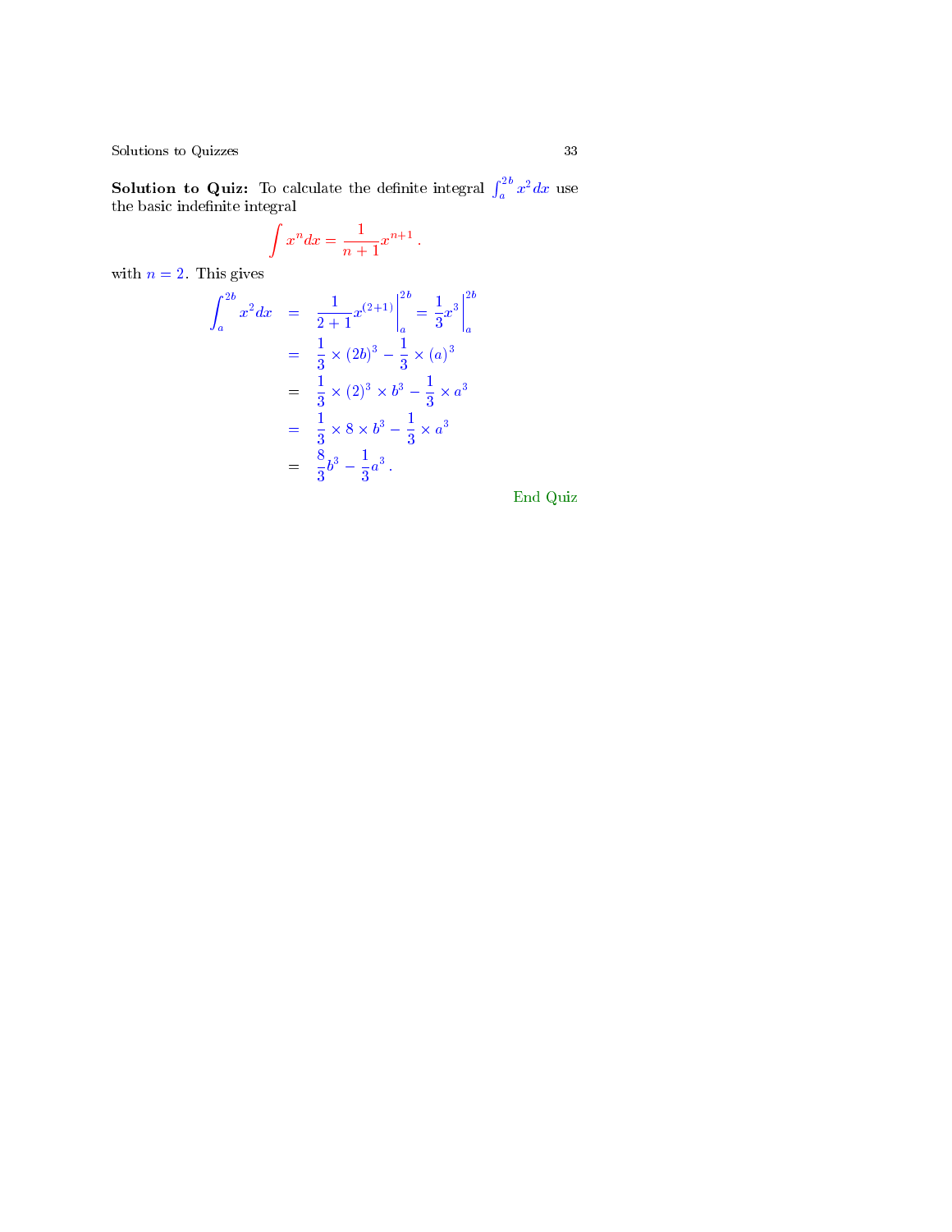**Solution to Quiz:** To calculate the definite integral $\int_a^{2b} x^2\,dx$ use the basic indefinite integral

$$\int x^n dx = \frac{1}{n+1} x^{n+1} \,.$$

with $n = 2$. This gives

$$\begin{aligned}
\int_a^{2b} x^2 dx &= \left.\frac{1}{2+1} x^{(2+1)}\right|_a^{2b} = \left.\frac{1}{3} x^3\right|_a^{2b} \\
&= \frac{1}{3} \times (2b)^3 - \frac{1}{3} \times (a)^3 \\
&= \frac{1}{3} \times (2)^3 \times b^3 - \frac{1}{3} \times a^3 \\
&= \frac{1}{3} \times 8 \times b^3 - \frac{1}{3} \times a^3 \\
&= \frac{8}{3} b^3 - \frac{1}{3} a^3 \,.
\end{aligned}$$

End Quiz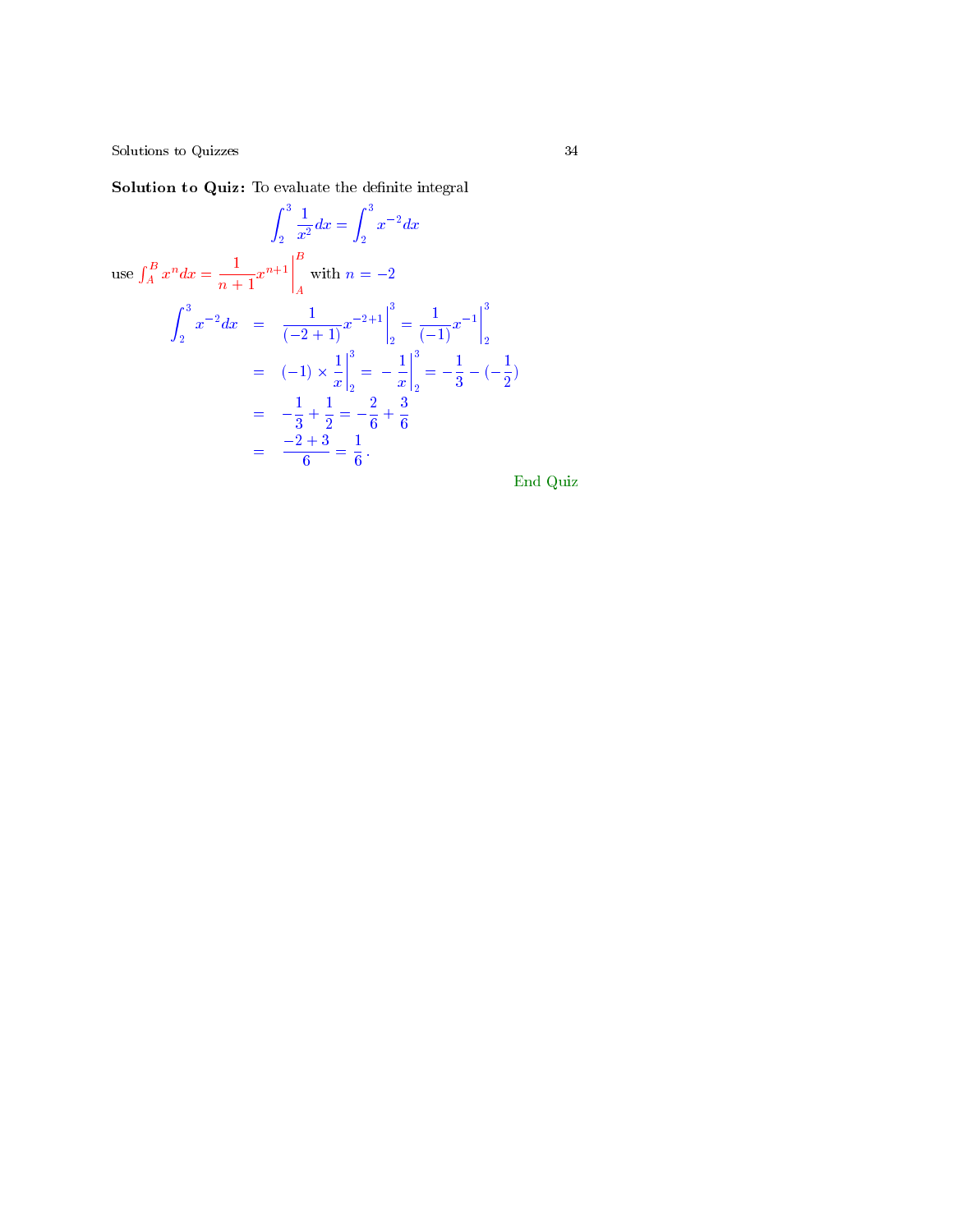**Solution to Quiz:** To evaluate the definite integral

$$\int_2^3 \frac{1}{x^2} dx = \int_2^3 x^{-2} dx$$

use $\int_A^B x^n dx = \left. \frac{1}{n+1} x^{n+1} \right|_A^B$ with $n = -2$

$$\begin{aligned}
\int_2^3 x^{-2} dx &= \left. \frac{1}{(-2+1)} x^{-2+1} \right|_2^3 = \left. \frac{1}{(-1)} x^{-1} \right|_2^3 \\
&= \left. (-1) \times \frac{1}{x} \right|_2^3 = \left. -\frac{1}{x} \right|_2^3 = -\frac{1}{3} - (-\frac{1}{2}) \\
&= -\frac{1}{3} + \frac{1}{2} = -\frac{2}{6} + \frac{3}{6} \\
&= \frac{-2+3}{6} = \frac{1}{6}.
\end{aligned}$$

End Quiz